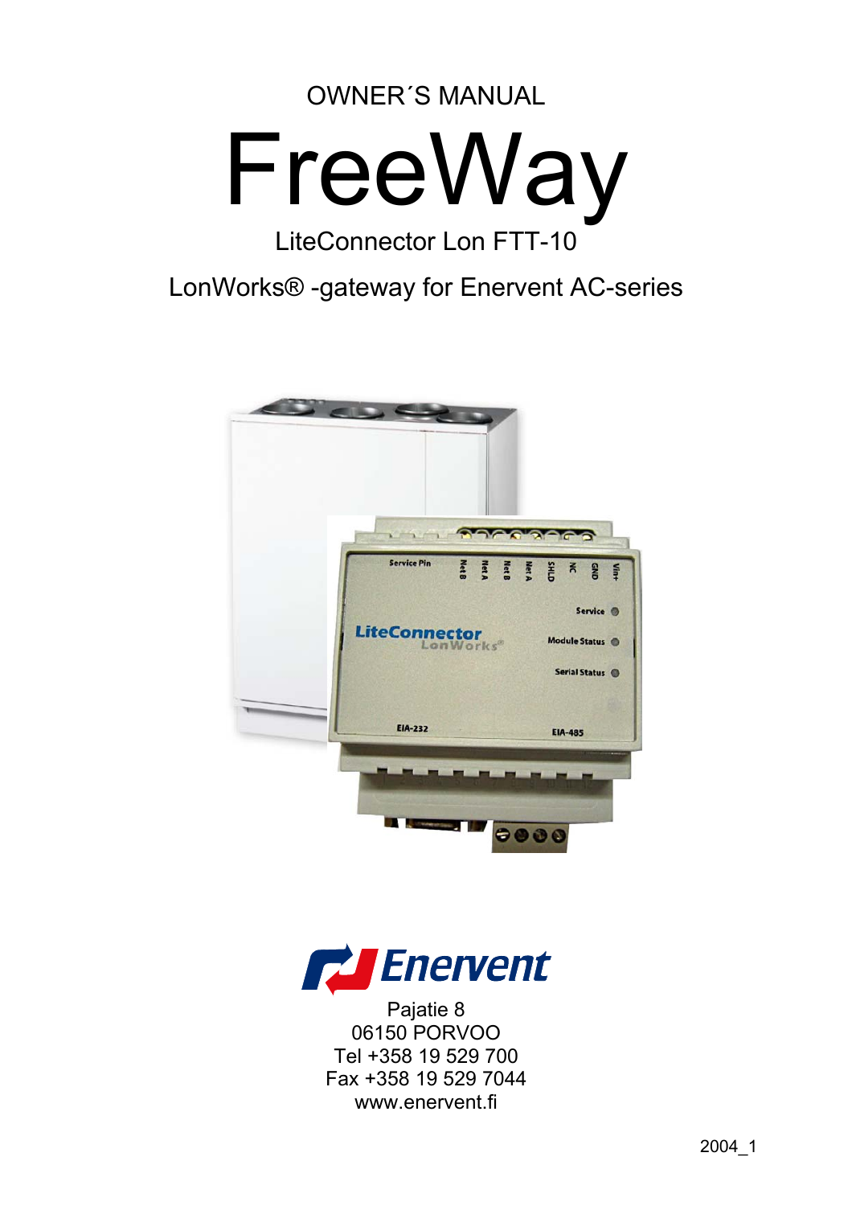OWNER´S MANUAL

# FreeWay

LiteConnector Lon FTT-10

LonWorks® -gateway for Enervent AC-series

Enervent

Pajatie 8
06150 PORVOO
Tel +358 19 529 700
Fax +358 19 529 7044
www.enervent.fi

2004_1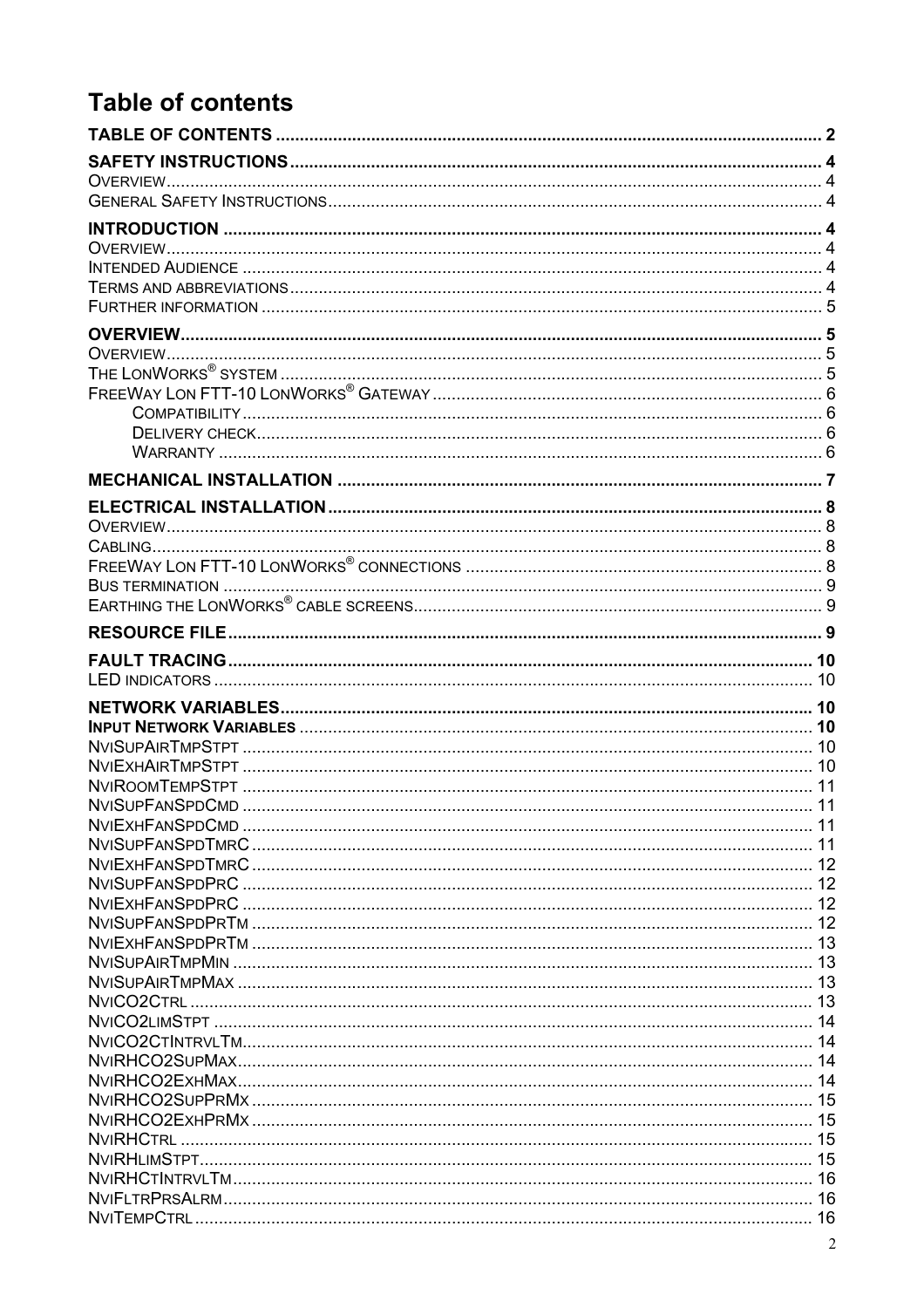# Table of contents

TABLE OF CONTENTS ..... 2

SAFETY INSTRUCTIONS ..... 4
- OVERVIEW ..... 4
- GENERAL SAFETY INSTRUCTIONS ..... 4

INTRODUCTION ..... 4
- OVERVIEW ..... 4
- INTENDED AUDIENCE ..... 4
- TERMS AND ABBREVIATIONS ..... 4
- FURTHER INFORMATION ..... 5

OVERVIEW ..... 5
- OVERVIEW ..... 5
- THE LONWORKS® SYSTEM ..... 5
- FREEWAY LON FTT-10 LONWORKS® GATEWAY ..... 6
  - COMPATIBILITY ..... 6
  - DELIVERY CHECK ..... 6
  - WARRANTY ..... 6

MECHANICAL INSTALLATION ..... 7

ELECTRICAL INSTALLATION ..... 8
- OVERVIEW ..... 8
- CABLING ..... 8
- FREEWAY LON FTT-10 LONWORKS® CONNECTIONS ..... 8
- BUS TERMINATION ..... 9
- EARTHING THE LONWORKS® CABLE SCREENS ..... 9

RESOURCE FILE ..... 9

FAULT TRACING ..... 10
- LED INDICATORS ..... 10

NETWORK VARIABLES ..... 10
- **INPUT NETWORK VARIABLES** ..... 10
- NVISUPAIRTMPSTPT ..... 10
- NVIEXHAIRTMPSTPT ..... 10
- NVIROOMTEMPSTPT ..... 11
- NVISUPFANSPDCMD ..... 11
- NVIEXHFANSPDCMD ..... 11
- NVISUPFANSPDTMRC ..... 11
- NVIEXHFANSPDTMRC ..... 12
- NVISUPFANSPDPRC ..... 12
- NVIEXHFANSPDPRC ..... 12
- NVISUPFANSPDPRTM ..... 12
- NVIEXHFANSPDPRTM ..... 13
- NVISUPAIRTMPMIN ..... 13
- NVISUPAIRTMPMAX ..... 13
- NVICO2CTRL ..... 13
- NVICO2LIMSTPT ..... 14
- NVICO2CTINTRVLTM ..... 14
- NVIRHCO2SUPMAX ..... 14
- NVIRHCO2EXHMAX ..... 14
- NVIRHCO2SUPPRMX ..... 15
- NVIRHCO2EXHPRMX ..... 15
- NVIRHCTRL ..... 15
- NVIRHLIMSTPT ..... 15
- NVIRHCTINTRVLTM ..... 16
- NVIFLTRPRSALRM ..... 16
- NVITEMPCTRL ..... 16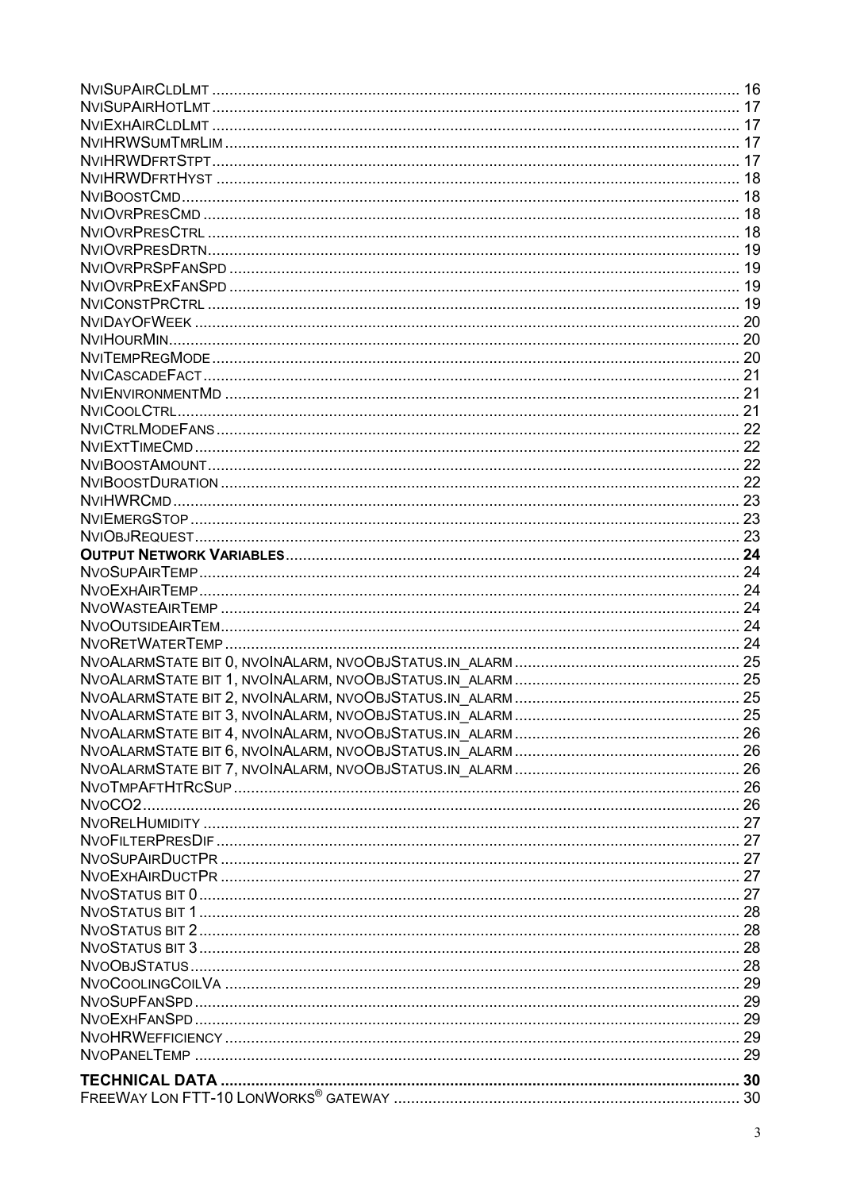NviSupAirCldLmt ........................................................................ 16
NviSupAirHotLmt ........................................................................ 17
NviExhAirCldLmt ........................................................................ 17
NviHRWSumTmrLim ........................................................................ 17
NviHRWDfrtStpt ........................................................................ 17
NviHRWDfrtHyst ........................................................................ 18
NviBoostCmd ........................................................................ 18
NviOvrPresCmd ........................................................................ 18
NviOvrPresCtrl ........................................................................ 18
NviOvrPresDrtn ........................................................................ 19
NviOvrPrSpFanSpd ........................................................................ 19
NviOvrPrExFanSpd ........................................................................ 19
NviConstPrCtrl ........................................................................ 19
NviDayOfWeek ........................................................................ 20
NviHourMin ........................................................................ 20
NviTempRegMode ........................................................................ 20
NviCascadeFact ........................................................................ 21
NviEnvironmentMd ........................................................................ 21
NviCoolCtrl ........................................................................ 21
NviCtrlModeFans ........................................................................ 22
NviExtTimeCmd ........................................................................ 22
NviBoostAmount ........................................................................ 22
NviBoostDuration ........................................................................ 22
NviHWRCmd ........................................................................ 23
NviEmergStop ........................................................................ 23
NviObjRequest ........................................................................ 23

**Output Network Variables** ........................................................................ **24**

NvoSupAirTemp ........................................................................ 24
NvoExhAirTemp ........................................................................ 24
NvoWasteAirTemp ........................................................................ 24
NvoOutsideAirTem ........................................................................ 24
NvoRetWaterTemp ........................................................................ 24
NvoAlarmState bit 0, nvoInAlarm, nvoObjStatus.in_alarm ........................................................................ 25
NvoAlarmState bit 1, nvoInAlarm, nvoObjStatus.in_alarm ........................................................................ 25
NvoAlarmState bit 2, nvoInAlarm, nvoObjStatus.in_alarm ........................................................................ 25
NvoAlarmState bit 3, nvoInAlarm, nvoObjStatus.in_alarm ........................................................................ 25
NvoAlarmState bit 4, nvoInAlarm, nvoObjStatus.in_alarm ........................................................................ 26
NvoAlarmState bit 6, nvoInAlarm, nvoObjStatus.in_alarm ........................................................................ 26
NvoAlarmState bit 7, nvoInAlarm, nvoObjStatus.in_alarm ........................................................................ 26
NvoTmpAftHtRcSup ........................................................................ 26
NvoCO2 ........................................................................ 26
NvoRelHumidity ........................................................................ 27
NvoFilterPresDif ........................................................................ 27
NvoSupAirDuctPr ........................................................................ 27
NvoExhAirDuctPr ........................................................................ 27
NvoStatus bit 0 ........................................................................ 27
NvoStatus bit 1 ........................................................................ 28
NvoStatus bit 2 ........................................................................ 28
NvoStatus bit 3 ........................................................................ 28
NvoObjStatus ........................................................................ 28
NvoCoolingCoilVa ........................................................................ 29
NvoSupFanSpd ........................................................................ 29
NvoExhFanSpd ........................................................................ 29
NvoHRWefficiency ........................................................................ 29
NvoPanelTemp ........................................................................ 29

**TECHNICAL DATA** ........................................................................ **30**

FreeWay LON FTT-10 LonWorks® gateway ........................................................................ 30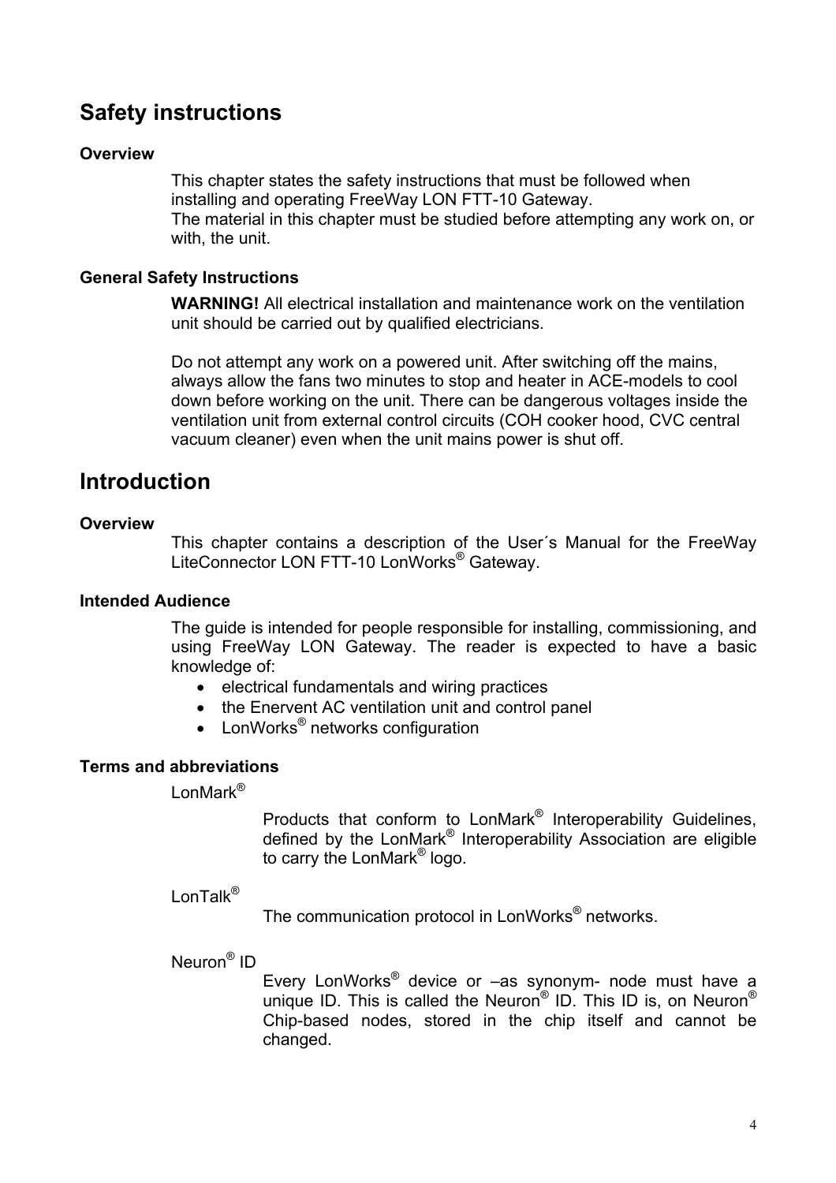# Safety instructions

### Overview

This chapter states the safety instructions that must be followed when installing and operating FreeWay LON FTT-10 Gateway.
The material in this chapter must be studied before attempting any work on, or with, the unit.

### General Safety Instructions

**WARNING!** All electrical installation and maintenance work on the ventilation unit should be carried out by qualified electricians.

Do not attempt any work on a powered unit. After switching off the mains, always allow the fans two minutes to stop and heater in ACE-models to cool down before working on the unit. There can be dangerous voltages inside the ventilation unit from external control circuits (COH cooker hood, CVC central vacuum cleaner) even when the unit mains power is shut off.

# Introduction

### Overview

This chapter contains a description of the User´s Manual for the FreeWay LiteConnector LON FTT-10 LonWorks® Gateway.

### Intended Audience

The guide is intended for people responsible for installing, commissioning, and using FreeWay LON Gateway. The reader is expected to have a basic knowledge of:

- electrical fundamentals and wiring practices
- the Enervent AC ventilation unit and control panel
- LonWorks® networks configuration

### Terms and abbreviations

LonMark®

Products that conform to LonMark® Interoperability Guidelines, defined by the LonMark® Interoperability Association are eligible to carry the LonMark® logo.

LonTalk®

The communication protocol in LonWorks® networks.

Neuron® ID

Every LonWorks® device or –as synonym- node must have a unique ID. This is called the Neuron® ID. This ID is, on Neuron® Chip-based nodes, stored in the chip itself and cannot be changed.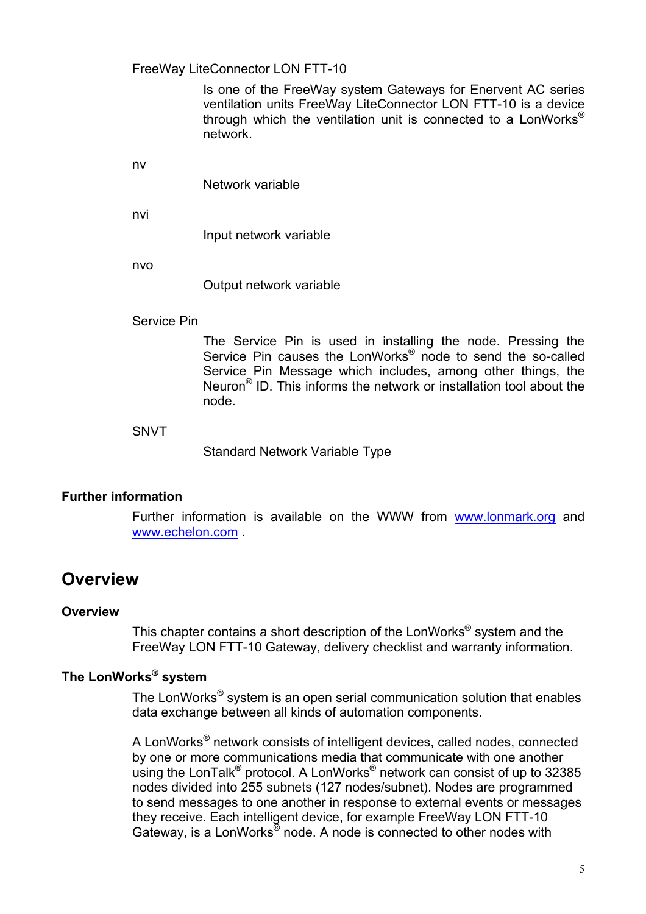FreeWay LiteConnector LON FTT-10

Is one of the FreeWay system Gateways for Enervent AC series ventilation units FreeWay LiteConnector LON FTT-10 is a device through which the ventilation unit is connected to a LonWorks® network.

nv

Network variable

nvi

Input network variable

nvo

Output network variable

Service Pin

The Service Pin is used in installing the node. Pressing the Service Pin causes the LonWorks® node to send the so-called Service Pin Message which includes, among other things, the Neuron® ID. This informs the network or installation tool about the node.

SNVT

Standard Network Variable Type

### Further information

Further information is available on the WWW from [www.lonmark.org](www.lonmark.org) and [www.echelon.com](www.echelon.com) .

## Overview

### Overview

This chapter contains a short description of the LonWorks® system and the FreeWay LON FTT-10 Gateway, delivery checklist and warranty information.

### The LonWorks® system

The LonWorks® system is an open serial communication solution that enables data exchange between all kinds of automation components.

A LonWorks® network consists of intelligent devices, called nodes, connected by one or more communications media that communicate with one another using the LonTalk® protocol. A LonWorks® network can consist of up to 32385 nodes divided into 255 subnets (127 nodes/subnet). Nodes are programmed to send messages to one another in response to external events or messages they receive. Each intelligent device, for example FreeWay LON FTT-10 Gateway, is a LonWorks® node. A node is connected to other nodes with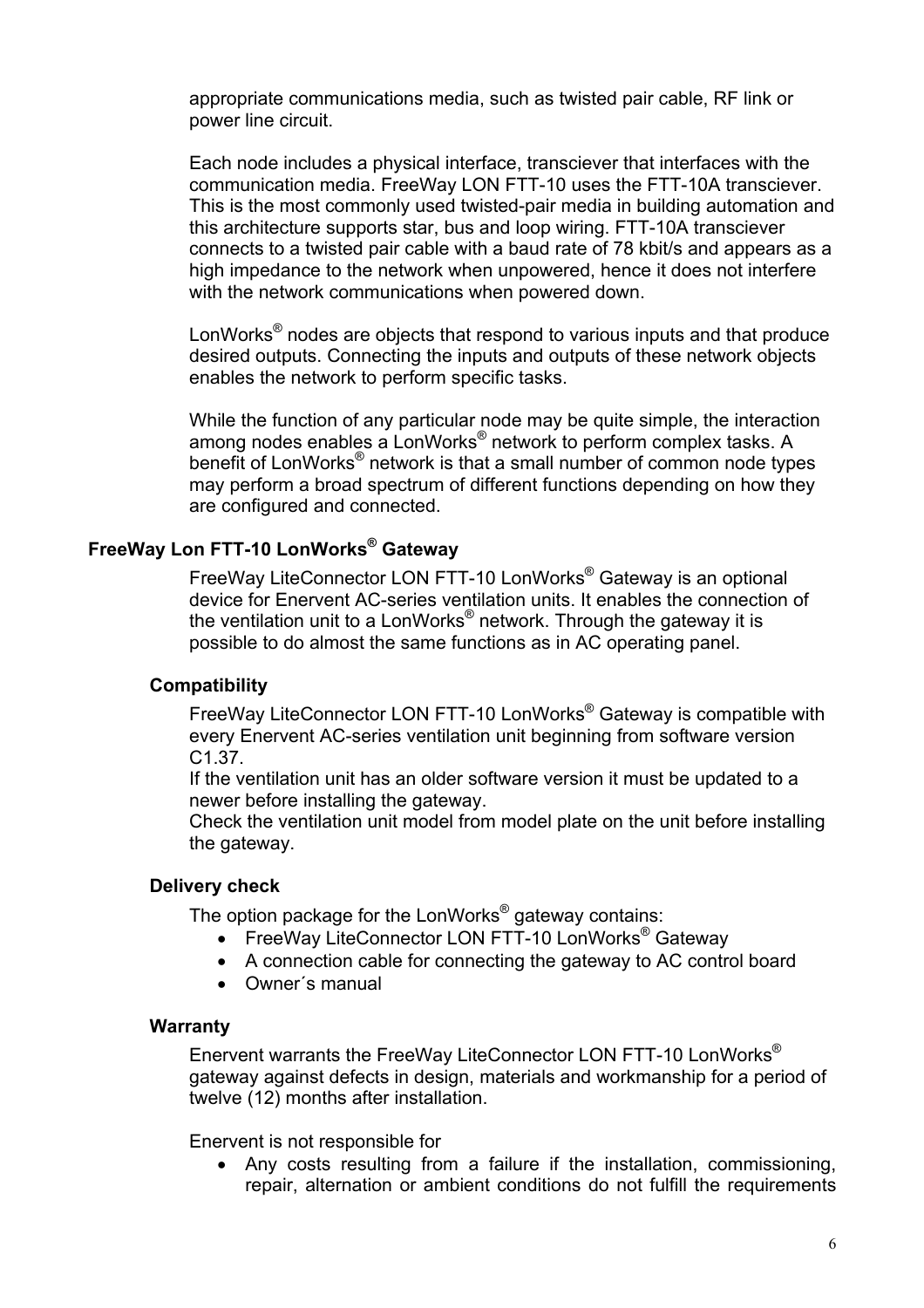appropriate communications media, such as twisted pair cable, RF link or power line circuit.

Each node includes a physical interface, transciever that interfaces with the communication media. FreeWay LON FTT-10 uses the FTT-10A transciever. This is the most commonly used twisted-pair media in building automation and this architecture supports star, bus and loop wiring. FTT-10A transciever connects to a twisted pair cable with a baud rate of 78 kbit/s and appears as a high impedance to the network when unpowered, hence it does not interfere with the network communications when powered down.

LonWorks® nodes are objects that respond to various inputs and that produce desired outputs. Connecting the inputs and outputs of these network objects enables the network to perform specific tasks.

While the function of any particular node may be quite simple, the interaction among nodes enables a LonWorks® network to perform complex tasks. A benefit of LonWorks® network is that a small number of common node types may perform a broad spectrum of different functions depending on how they are configured and connected.

## FreeWay Lon FTT-10 LonWorks® Gateway

FreeWay LiteConnector LON FTT-10 LonWorks® Gateway is an optional device for Enervent AC-series ventilation units. It enables the connection of the ventilation unit to a LonWorks® network. Through the gateway it is possible to do almost the same functions as in AC operating panel.

### Compatibility

FreeWay LiteConnector LON FTT-10 LonWorks® Gateway is compatible with every Enervent AC-series ventilation unit beginning from software version C1.37.
If the ventilation unit has an older software version it must be updated to a newer before installing the gateway.
Check the ventilation unit model from model plate on the unit before installing the gateway.

### Delivery check

The option package for the LonWorks® gateway contains:

- FreeWay LiteConnector LON FTT-10 LonWorks® Gateway
- A connection cable for connecting the gateway to AC control board
- Owner´s manual

### Warranty

Enervent warrants the FreeWay LiteConnector LON FTT-10 LonWorks® gateway against defects in design, materials and workmanship for a period of twelve (12) months after installation.

Enervent is not responsible for

- Any costs resulting from a failure if the installation, commissioning, repair, alternation or ambient conditions do not fulfill the requirements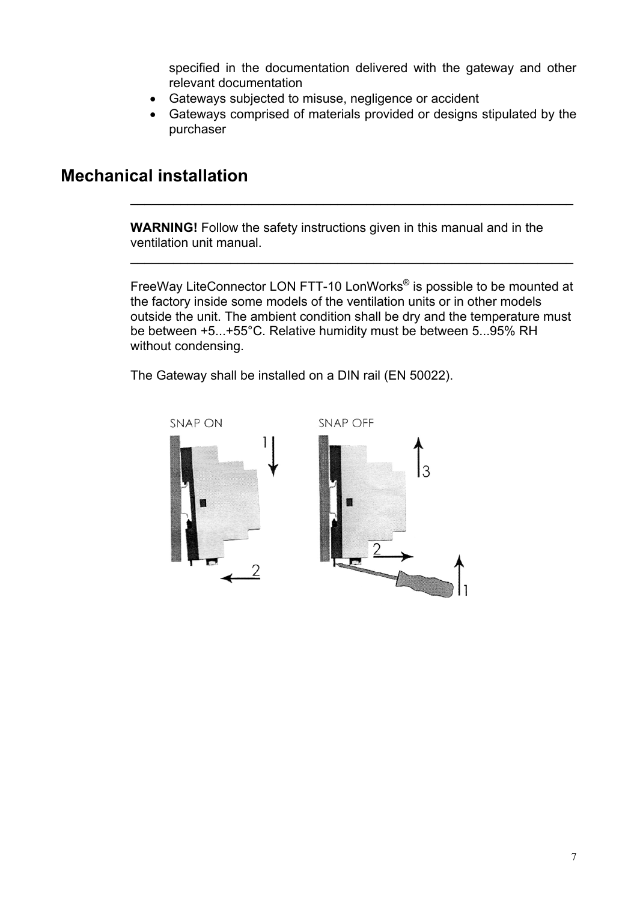specified in the documentation delivered with the gateway and other relevant documentation

- Gateways subjected to misuse, negligence or accident
- Gateways comprised of materials provided or designs stipulated by the purchaser

## Mechanical installation

---

**WARNING!** Follow the safety instructions given in this manual and in the ventilation unit manual.

---

FreeWay LiteConnector LON FTT-10 LonWorks® is possible to be mounted at the factory inside some models of the ventilation units or in other models outside the unit. The ambient condition shall be dry and the temperature must be between +5...+55°C. Relative humidity must be between 5...95% RH without condensing.

The Gateway shall be installed on a DIN rail (EN 50022).

SNAP ON

SNAP OFF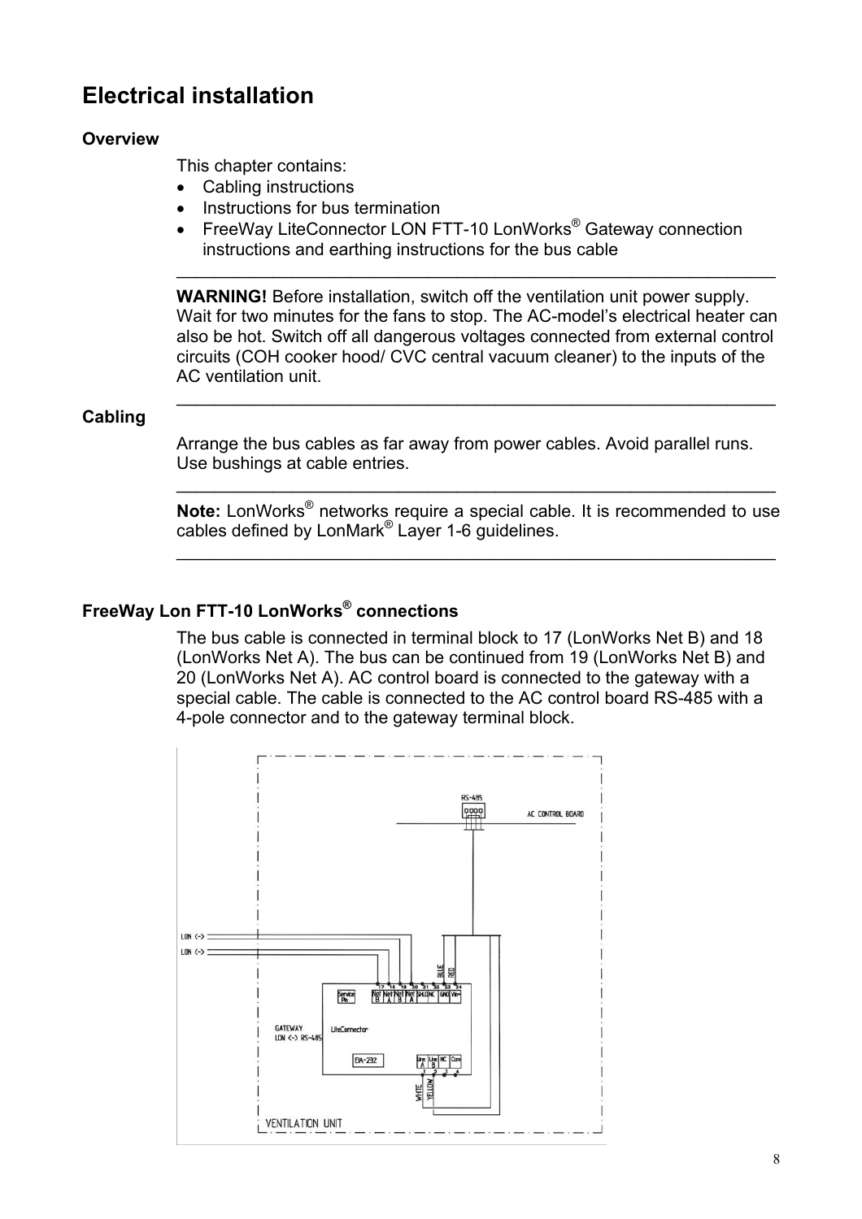# Electrical installation

**Overview**

This chapter contains:

- Cabling instructions
- Instructions for bus termination
- FreeWay LiteConnector LON FTT-10 LonWorks® Gateway connection instructions and earthing instructions for the bus cable

---

**WARNING!** Before installation, switch off the ventilation unit power supply. Wait for two minutes for the fans to stop. The AC-model's electrical heater can also be hot. Switch off all dangerous voltages connected from external control circuits (COH cooker hood/ CVC central vacuum cleaner) to the inputs of the AC ventilation unit.

---

**Cabling**

Arrange the bus cables as far away from power cables. Avoid parallel runs. Use bushings at cable entries.

---

**Note:** LonWorks® networks require a special cable. It is recommended to use cables defined by LonMark® Layer 1-6 guidelines.

---

### FreeWay Lon FTT-10 LonWorks® connections

The bus cable is connected in terminal block to 17 (LonWorks Net B) and 18 (LonWorks Net A). The bus can be continued from 19 (LonWorks Net B) and 20 (LonWorks Net A). AC control board is connected to the gateway with a special cable. The cable is connected to the AC control board RS-485 with a 4-pole connector and to the gateway terminal block.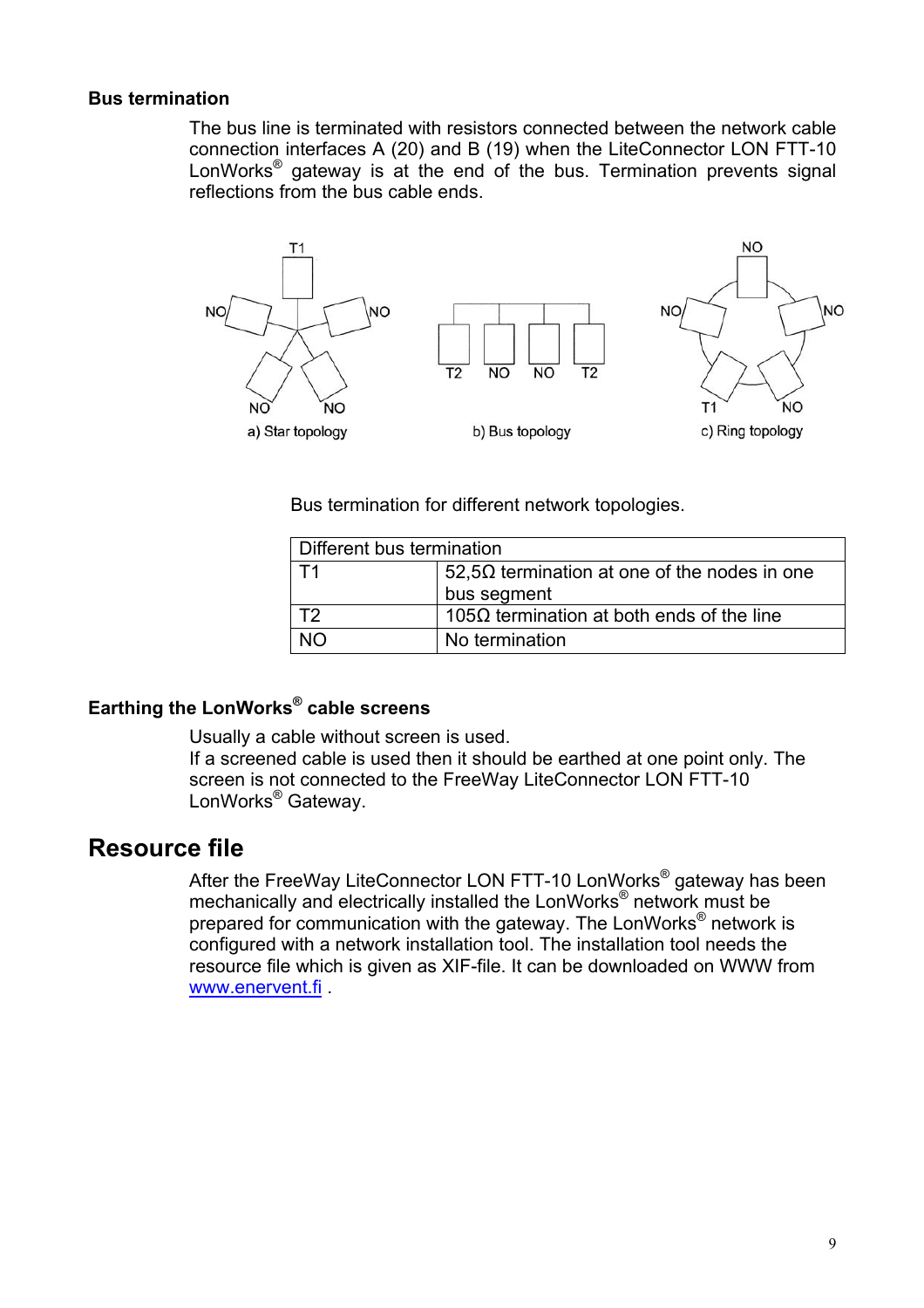### Bus termination

The bus line is terminated with resistors connected between the network cable connection interfaces A (20) and B (19) when the LiteConnector LON FTT-10 LonWorks® gateway is at the end of the bus. Termination prevents signal reflections from the bus cable ends.

Bus termination for different network topologies.

| Different bus termination | |
|---|---|
| T1 | 52,5Ω termination at one of the nodes in one bus segment |
| T2 | 105Ω termination at both ends of the line |
| NO | No termination |

### Earthing the LonWorks® cable screens

Usually a cable without screen is used.
If a screened cable is used then it should be earthed at one point only. The screen is not connected to the FreeWay LiteConnector LON FTT-10 LonWorks® Gateway.

## Resource file

After the FreeWay LiteConnector LON FTT-10 LonWorks® gateway has been mechanically and electrically installed the LonWorks® network must be prepared for communication with the gateway. The LonWorks® network is configured with a network installation tool. The installation tool needs the resource file which is given as XIF-file. It can be downloaded on WWW from www.enervent.fi .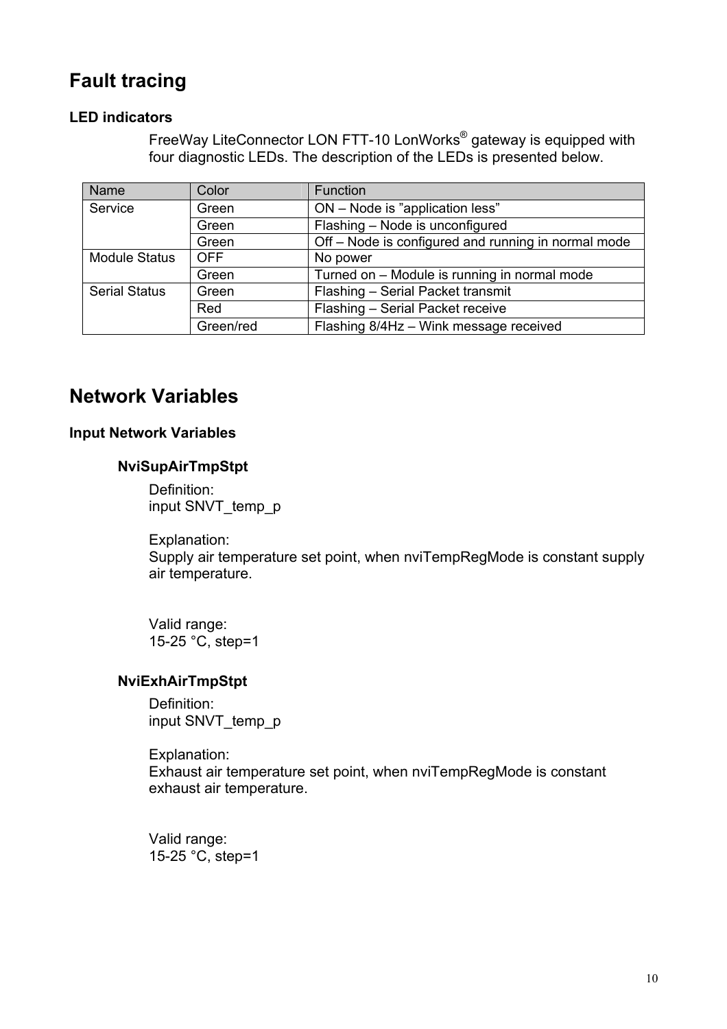# Fault tracing

### LED indicators

FreeWay LiteConnector LON FTT-10 LonWorks® gateway is equipped with four diagnostic LEDs. The description of the LEDs is presented below.

| Name | Color | Function |
|---|---|---|
| Service | Green | ON – Node is ”application less” |
| | Green | Flashing – Node is unconfigured |
| | Green | Off – Node is configured and running in normal mode |
| Module Status | OFF | No power |
| | Green | Turned on – Module is running in normal mode |
| Serial Status | Green | Flashing – Serial Packet transmit |
| | Red | Flashing – Serial Packet receive |
| | Green/red | Flashing 8/4Hz – Wink message received |

# Network Variables

### Input Network Variables

#### NviSupAirTmpStpt

Definition:
input SNVT_temp_p

Explanation:
Supply air temperature set point, when nviTempRegMode is constant supply air temperature.

Valid range:
15-25 °C, step=1

#### NviExhAirTmpStpt

Definition:
input SNVT_temp_p

Explanation:
Exhaust air temperature set point, when nviTempRegMode is constant exhaust air temperature.

Valid range:
15-25 °C, step=1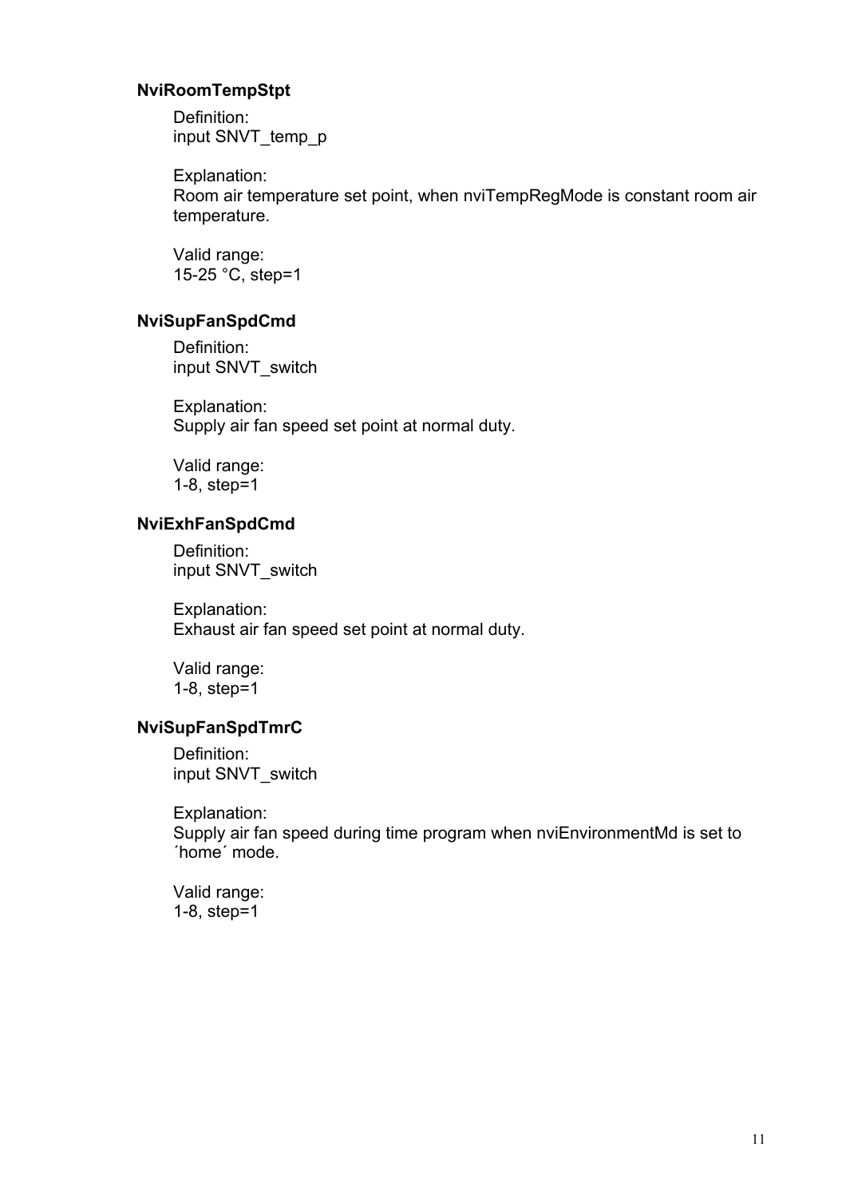### NviRoomTempStpt

Definition:
input SNVT_temp_p

Explanation:
Room air temperature set point, when nviTempRegMode is constant room air temperature.

Valid range:
15-25 °C, step=1

### NviSupFanSpdCmd

Definition:
input SNVT_switch

Explanation:
Supply air fan speed set point at normal duty.

Valid range:
1-8, step=1

### NviExhFanSpdCmd

Definition:
input SNVT_switch

Explanation:
Exhaust air fan speed set point at normal duty.

Valid range:
1-8, step=1

### NviSupFanSpdTmrC

Definition:
input SNVT_switch

Explanation:
Supply air fan speed during time program when nviEnvironmentMd is set to ´home´ mode.

Valid range:
1-8, step=1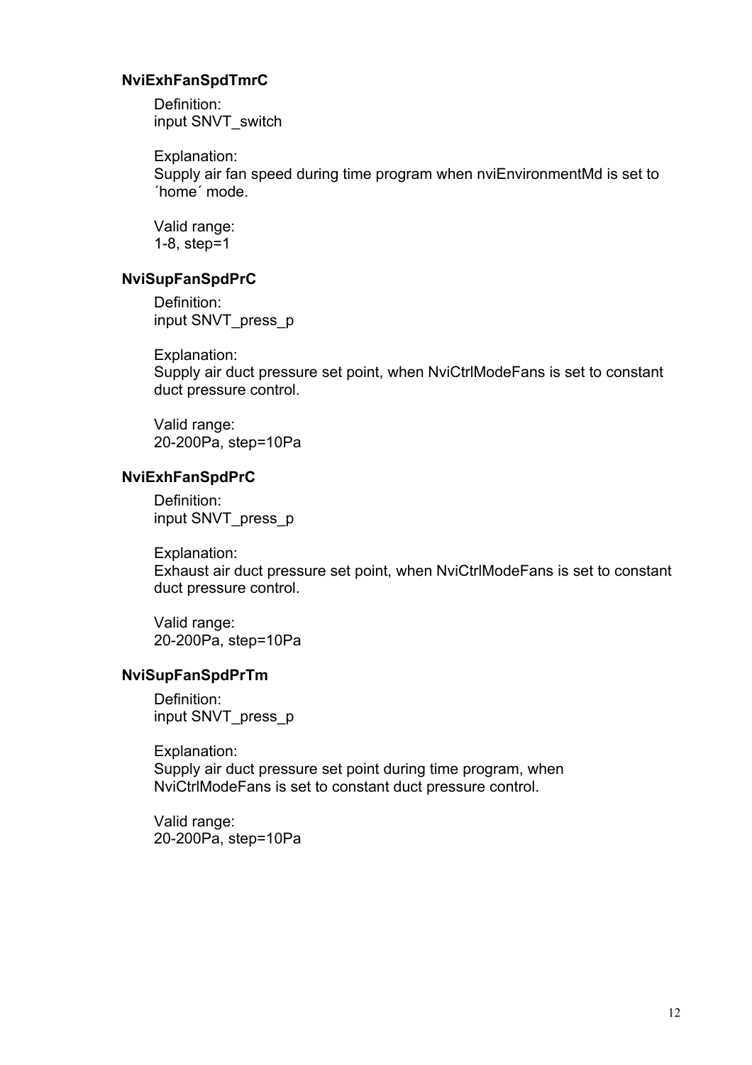### NviExhFanSpdTmrC

Definition:
input SNVT_switch

Explanation:
Supply air fan speed during time program when nviEnvironmentMd is set to ´home´ mode.

Valid range:
1-8, step=1

### NviSupFanSpdPrC

Definition:
input SNVT_press_p

Explanation:
Supply air duct pressure set point, when NviCtrlModeFans is set to constant duct pressure control.

Valid range:
20-200Pa, step=10Pa

### NviExhFanSpdPrC

Definition:
input SNVT_press_p

Explanation:
Exhaust air duct pressure set point, when NviCtrlModeFans is set to constant duct pressure control.

Valid range:
20-200Pa, step=10Pa

### NviSupFanSpdPrTm

Definition:
input SNVT_press_p

Explanation:
Supply air duct pressure set point during time program, when NviCtrlModeFans is set to constant duct pressure control.

Valid range:
20-200Pa, step=10Pa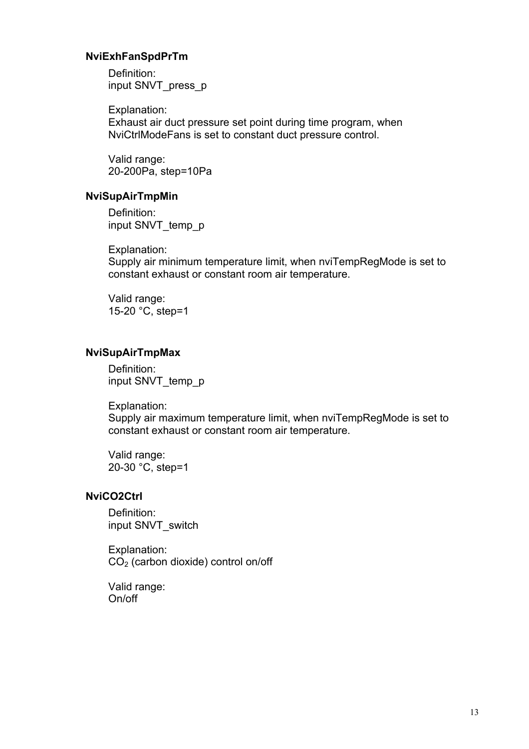### NviExhFanSpdPrTm

Definition:
input SNVT_press_p

Explanation:
Exhaust air duct pressure set point during time program, when NviCtrlModeFans is set to constant duct pressure control.

Valid range:
20-200Pa, step=10Pa

### NviSupAirTmpMin

Definition:
input SNVT_temp_p

Explanation:
Supply air minimum temperature limit, when nviTempRegMode is set to constant exhaust or constant room air temperature.

Valid range:
15-20 °C, step=1

### NviSupAirTmpMax

Definition:
input SNVT_temp_p

Explanation:
Supply air maximum temperature limit, when nviTempRegMode is set to constant exhaust or constant room air temperature.

Valid range:
20-30 °C, step=1

### NviCO2Ctrl

Definition:
input SNVT_switch

Explanation:
$CO_2$ (carbon dioxide) control on/off

Valid range:
On/off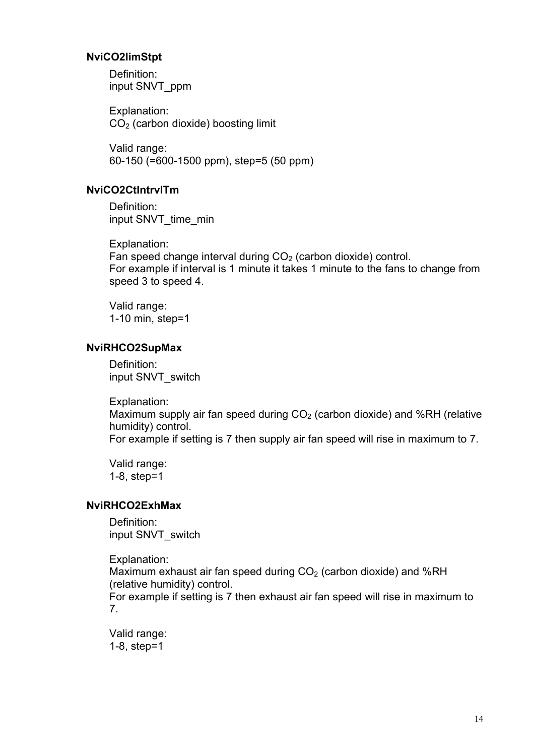**NviCO2limStpt**

Definition:
input SNVT_ppm

Explanation:
$CO_2$ (carbon dioxide) boosting limit

Valid range:
60-150 (=600-1500 ppm), step=5 (50 ppm)

**NviCO2CtIntrvlTm**

Definition:
input SNVT_time_min

Explanation:
Fan speed change interval during $CO_2$ (carbon dioxide) control.
For example if interval is 1 minute it takes 1 minute to the fans to change from speed 3 to speed 4.

Valid range:
1-10 min, step=1

**NviRHCO2SupMax**

Definition:
input SNVT_switch

Explanation:
Maximum supply air fan speed during $CO_2$ (carbon dioxide) and %RH (relative humidity) control.
For example if setting is 7 then supply air fan speed will rise in maximum to 7.

Valid range:
1-8, step=1

**NviRHCO2ExhMax**

Definition:
input SNVT_switch

Explanation:
Maximum exhaust air fan speed during $CO_2$ (carbon dioxide) and %RH (relative humidity) control.
For example if setting is 7 then exhaust air fan speed will rise in maximum to 7.

Valid range:
1-8, step=1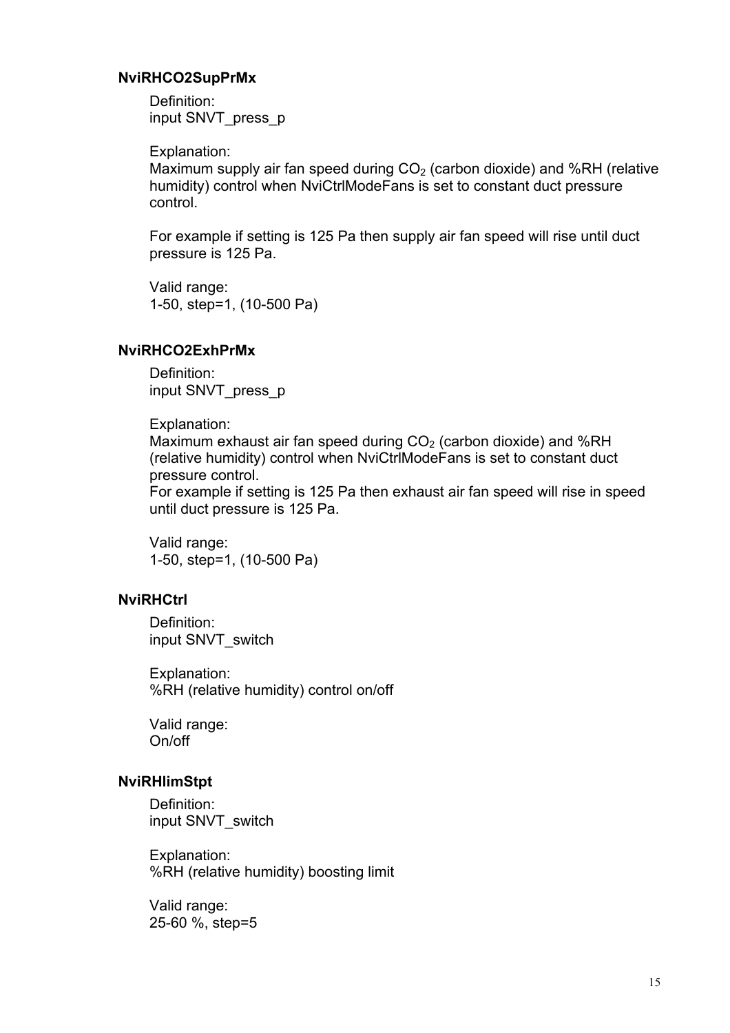### NviRHCO2SupPrMx

Definition:
input SNVT_press_p

Explanation:
Maximum supply air fan speed during $CO_2$ (carbon dioxide) and %RH (relative humidity) control when NviCtrlModeFans is set to constant duct pressure control.

For example if setting is 125 Pa then supply air fan speed will rise until duct pressure is 125 Pa.

Valid range:
1-50, step=1, (10-500 Pa)

### NviRHCO2ExhPrMx

Definition:
input SNVT_press_p

Explanation:
Maximum exhaust air fan speed during $CO_2$ (carbon dioxide) and %RH (relative humidity) control when NviCtrlModeFans is set to constant duct pressure control.
For example if setting is 125 Pa then exhaust air fan speed will rise in speed until duct pressure is 125 Pa.

Valid range:
1-50, step=1, (10-500 Pa)

### NviRHCtrl

Definition:
input SNVT_switch

Explanation:
%RH (relative humidity) control on/off

Valid range:
On/off

### NviRHlimStpt

Definition:
input SNVT_switch

Explanation:
%RH (relative humidity) boosting limit

Valid range:
25-60 %, step=5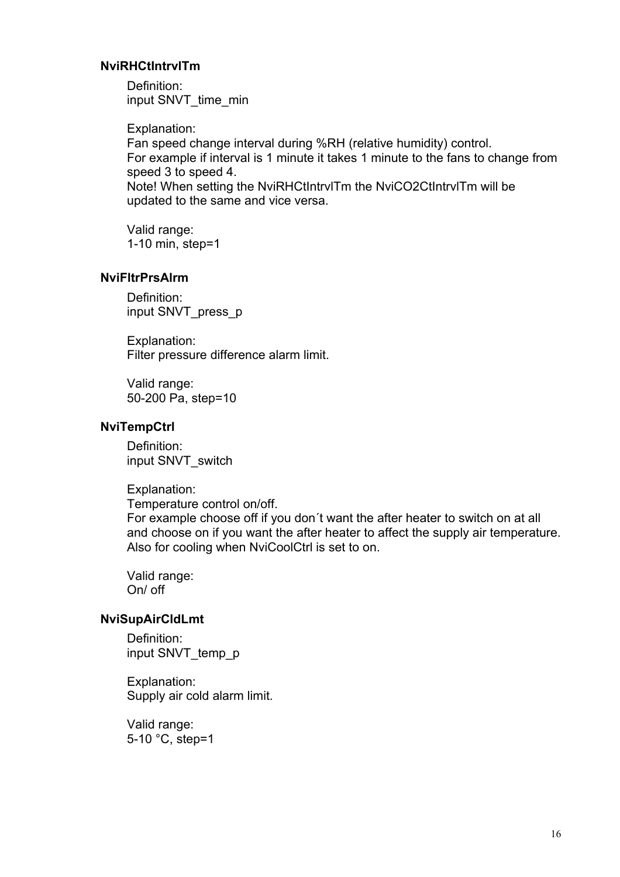### NviRHCtIntrvlTm

Definition:
input SNVT_time_min

Explanation:
Fan speed change interval during %RH (relative humidity) control.
For example if interval is 1 minute it takes 1 minute to the fans to change from speed 3 to speed 4.
Note! When setting the NviRHCtIntrvlTm the NviCO2CtIntrvlTm will be updated to the same and vice versa.

Valid range:
1-10 min, step=1

### NviFltrPrsAlrm

Definition:
input SNVT_press_p

Explanation:
Filter pressure difference alarm limit.

Valid range:
50-200 Pa, step=10

### NviTempCtrl

Definition:
input SNVT_switch

Explanation:
Temperature control on/off.
For example choose off if you don´t want the after heater to switch on at all and choose on if you want the after heater to affect the supply air temperature.
Also for cooling when NviCoolCtrl is set to on.

Valid range:
On/ off

### NviSupAirCldLmt

Definition:
input SNVT_temp_p

Explanation:
Supply air cold alarm limit.

Valid range:
5-10 °C, step=1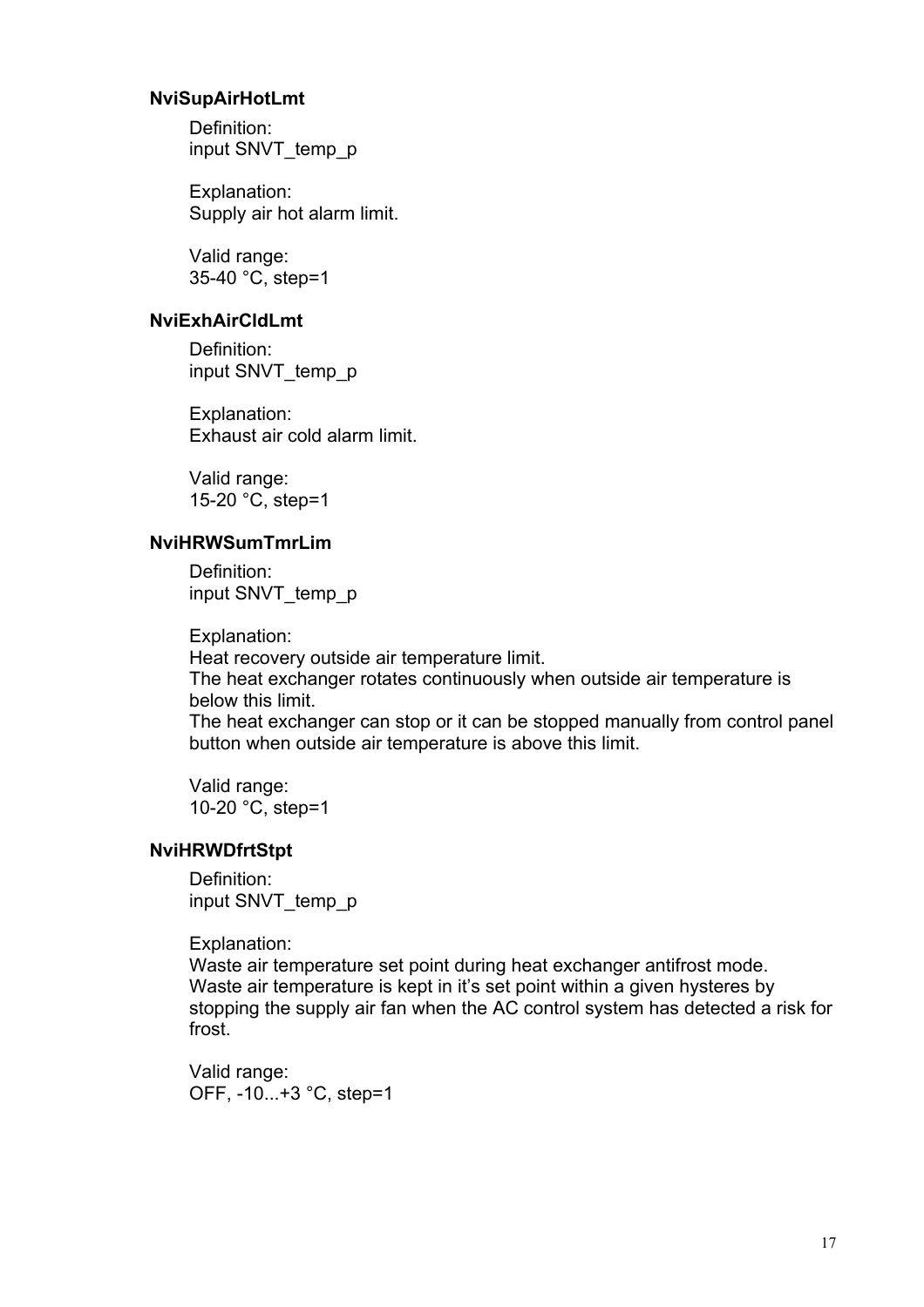### NviSupAirHotLmt

Definition:
input SNVT_temp_p

Explanation:
Supply air hot alarm limit.

Valid range:
35-40 °C, step=1

### NviExhAirCldLmt

Definition:
input SNVT_temp_p

Explanation:
Exhaust air cold alarm limit.

Valid range:
15-20 °C, step=1

### NviHRWSumTmrLim

Definition:
input SNVT_temp_p

Explanation:
Heat recovery outside air temperature limit.
The heat exchanger rotates continuously when outside air temperature is below this limit.
The heat exchanger can stop or it can be stopped manually from control panel button when outside air temperature is above this limit.

Valid range:
10-20 °C, step=1

### NviHRWDfrtStpt

Definition:
input SNVT_temp_p

Explanation:
Waste air temperature set point during heat exchanger antifrost mode.
Waste air temperature is kept in it's set point within a given hysteres by stopping the supply air fan when the AC control system has detected a risk for frost.

Valid range:
OFF, -10...+3 °C, step=1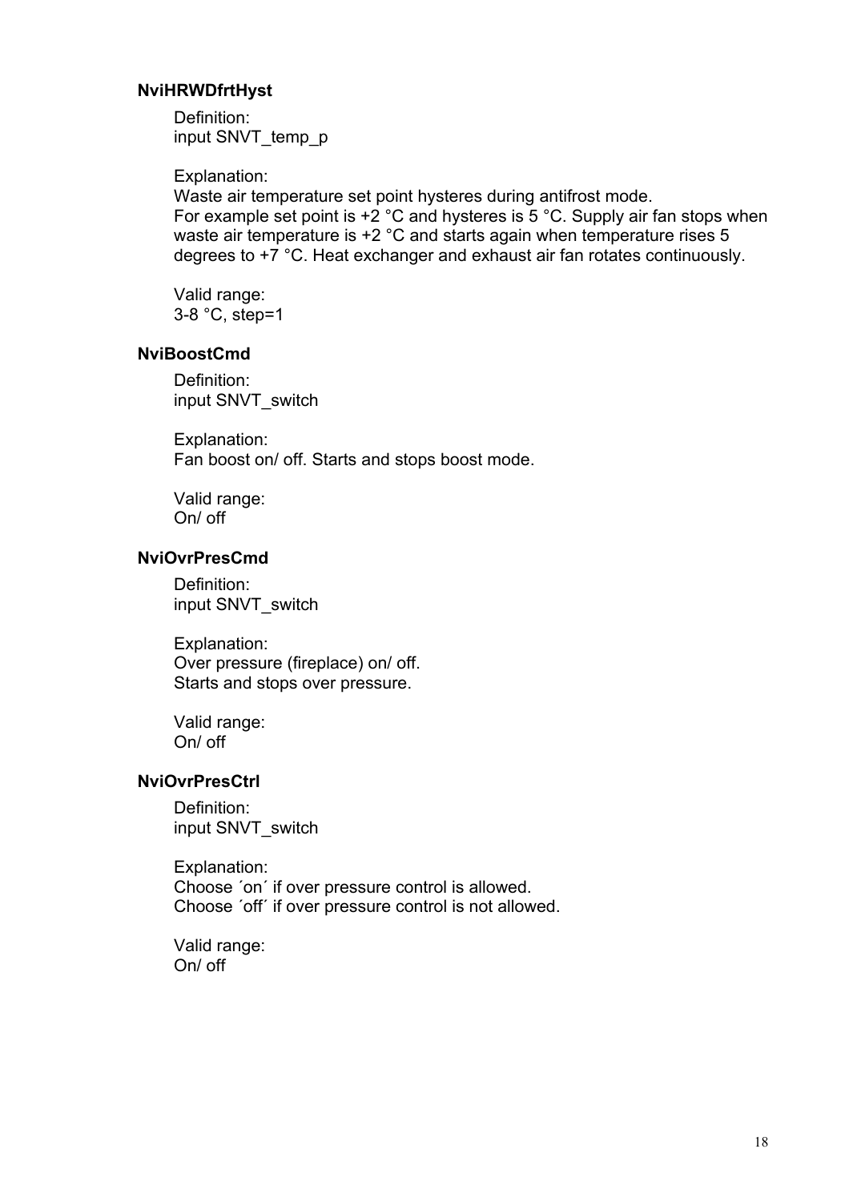### NviHRWDfrtHyst

Definition:
input SNVT_temp_p

Explanation:
Waste air temperature set point hysteres during antifrost mode.
For example set point is +2 °C and hysteres is 5 °C. Supply air fan stops when waste air temperature is +2 °C and starts again when temperature rises 5 degrees to +7 °C. Heat exchanger and exhaust air fan rotates continuously.

Valid range:
3-8 °C, step=1

### NviBoostCmd

Definition:
input SNVT_switch

Explanation:
Fan boost on/ off. Starts and stops boost mode.

Valid range:
On/ off

### NviOvrPresCmd

Definition:
input SNVT_switch

Explanation:
Over pressure (fireplace) on/ off.
Starts and stops over pressure.

Valid range:
On/ off

### NviOvrPresCtrl

Definition:
input SNVT_switch

Explanation:
Choose ´on´ if over pressure control is allowed.
Choose ´off´ if over pressure control is not allowed.

Valid range:
On/ off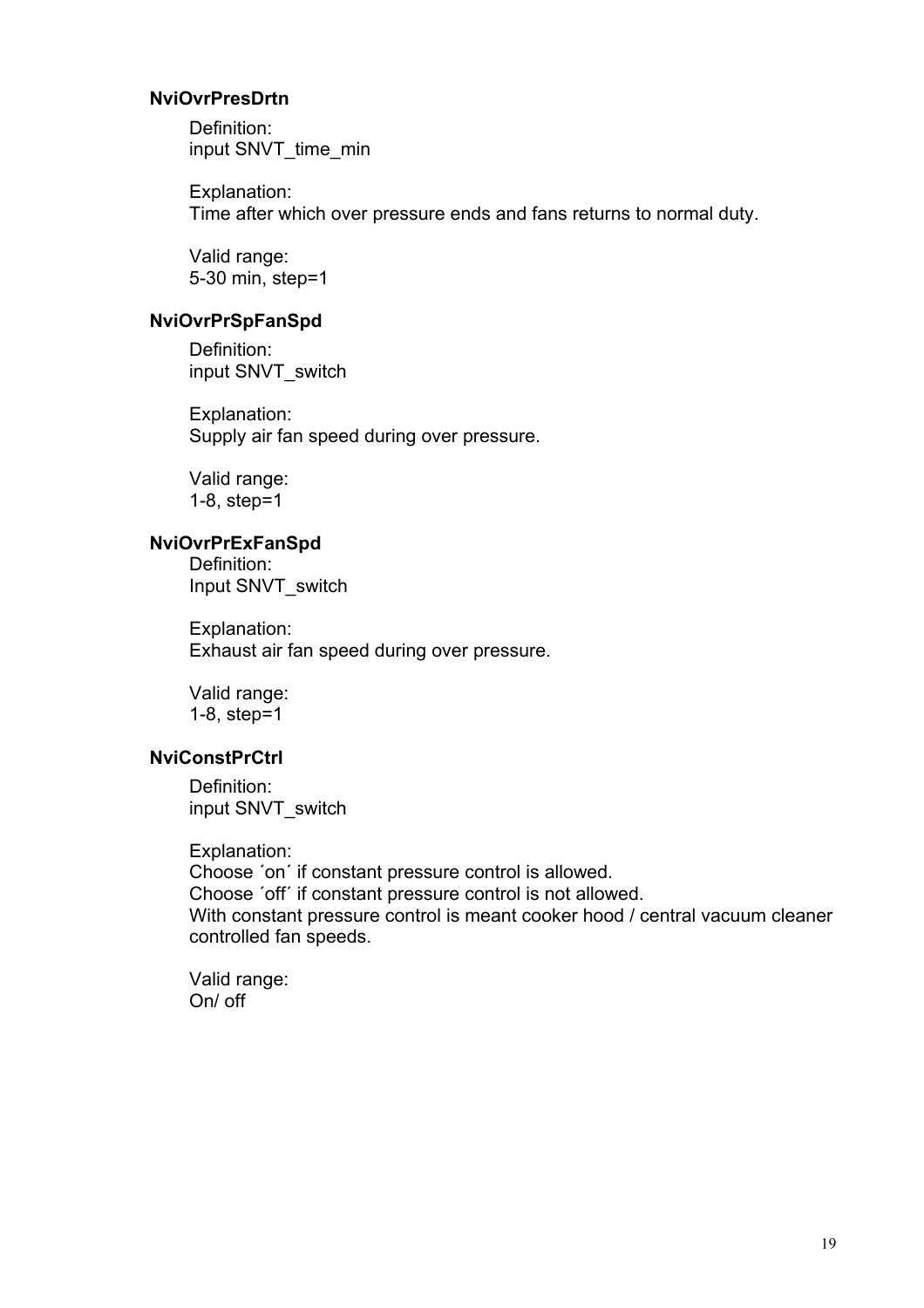### NviOvrPresDrtn

Definition:
input SNVT_time_min

Explanation:
Time after which over pressure ends and fans returns to normal duty.

Valid range:
5-30 min, step=1

### NviOvrPrSpFanSpd

Definition:
input SNVT_switch

Explanation:
Supply air fan speed during over pressure.

Valid range:
1-8, step=1

### NviOvrPrExFanSpd

Definition:
Input SNVT_switch

Explanation:
Exhaust air fan speed during over pressure.

Valid range:
1-8, step=1

### NviConstPrCtrl

Definition:
input SNVT_switch

Explanation:
Choose ´on´ if constant pressure control is allowed.
Choose ´off´ if constant pressure control is not allowed.
With constant pressure control is meant cooker hood / central vacuum cleaner controlled fan speeds.

Valid range:
On/ off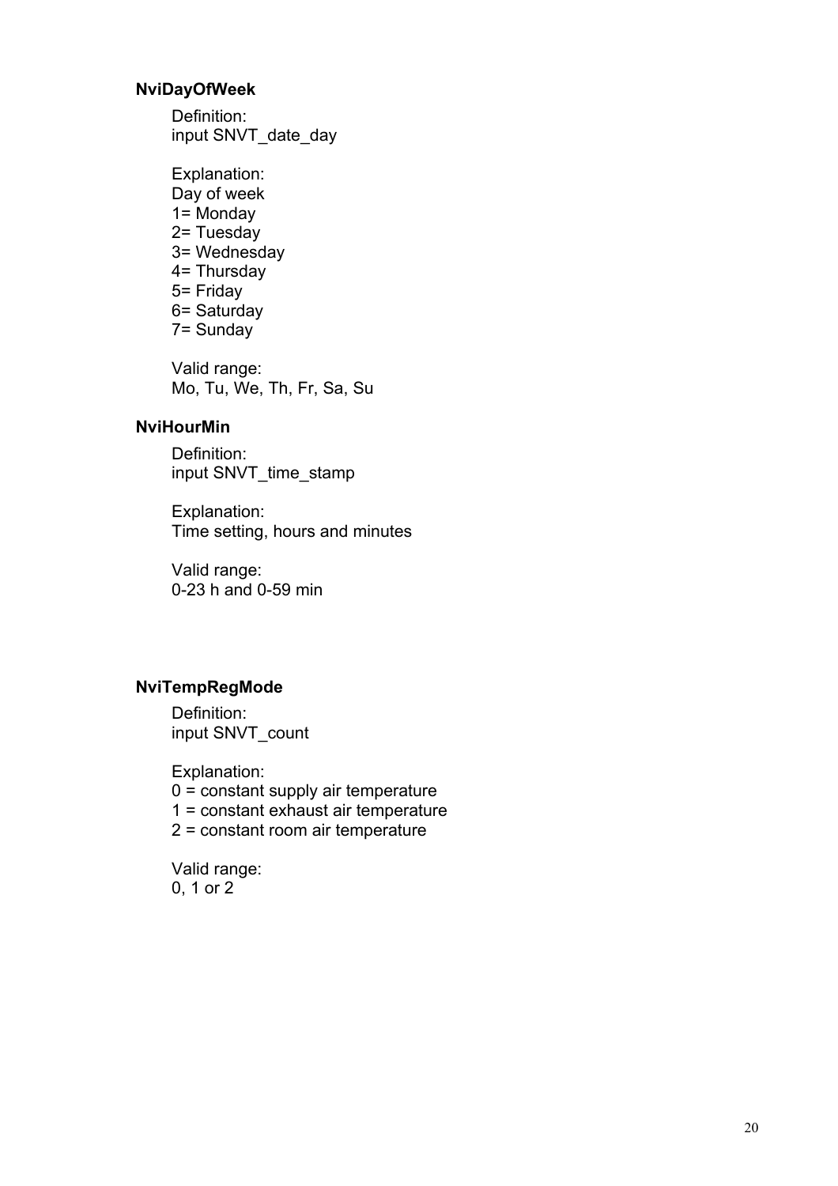### NviDayOfWeek

Definition:
input SNVT_date_day

Explanation:
Day of week
1= Monday
2= Tuesday
3= Wednesday
4= Thursday
5= Friday
6= Saturday
7= Sunday

Valid range:
Mo, Tu, We, Th, Fr, Sa, Su

### NviHourMin

Definition:
input SNVT_time_stamp

Explanation:
Time setting, hours and minutes

Valid range:
0-23 h and 0-59 min

### NviTempRegMode

Definition:
input SNVT_count

Explanation:
0 = constant supply air temperature
1 = constant exhaust air temperature
2 = constant room air temperature

Valid range:
0, 1 or 2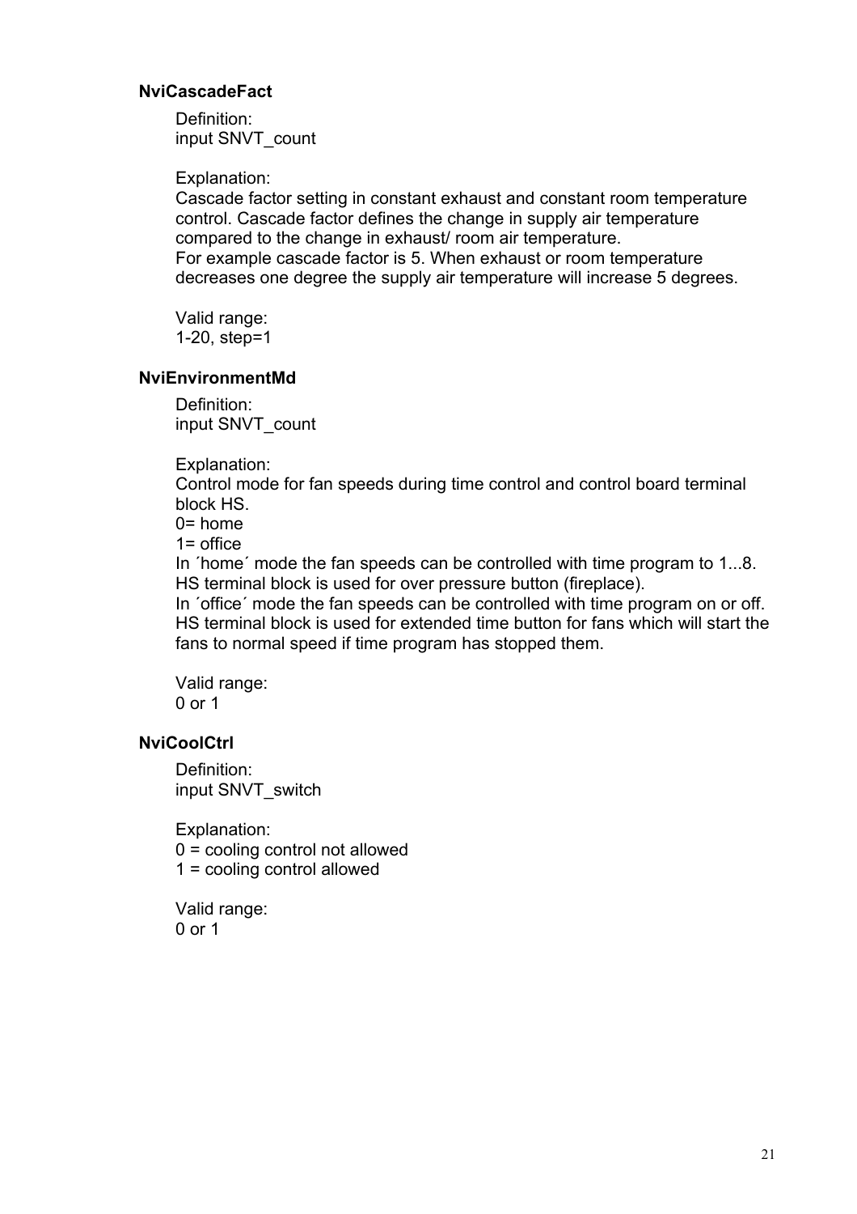### NviCascadeFact

Definition:
input SNVT_count

Explanation:
Cascade factor setting in constant exhaust and constant room temperature control. Cascade factor defines the change in supply air temperature compared to the change in exhaust/ room air temperature.
For example cascade factor is 5. When exhaust or room temperature decreases one degree the supply air temperature will increase 5 degrees.

Valid range:
1-20, step=1

### NviEnvironmentMd

Definition:
input SNVT_count

Explanation:
Control mode for fan speeds during time control and control board terminal block HS.
0= home
1= office
In ´home´ mode the fan speeds can be controlled with time program to 1...8. HS terminal block is used for over pressure button (fireplace).
In ´office´ mode the fan speeds can be controlled with time program on or off. HS terminal block is used for extended time button for fans which will start the fans to normal speed if time program has stopped them.

Valid range:
0 or 1

### NviCoolCtrl

Definition:
input SNVT_switch

Explanation:
0 = cooling control not allowed
1 = cooling control allowed

Valid range:
0 or 1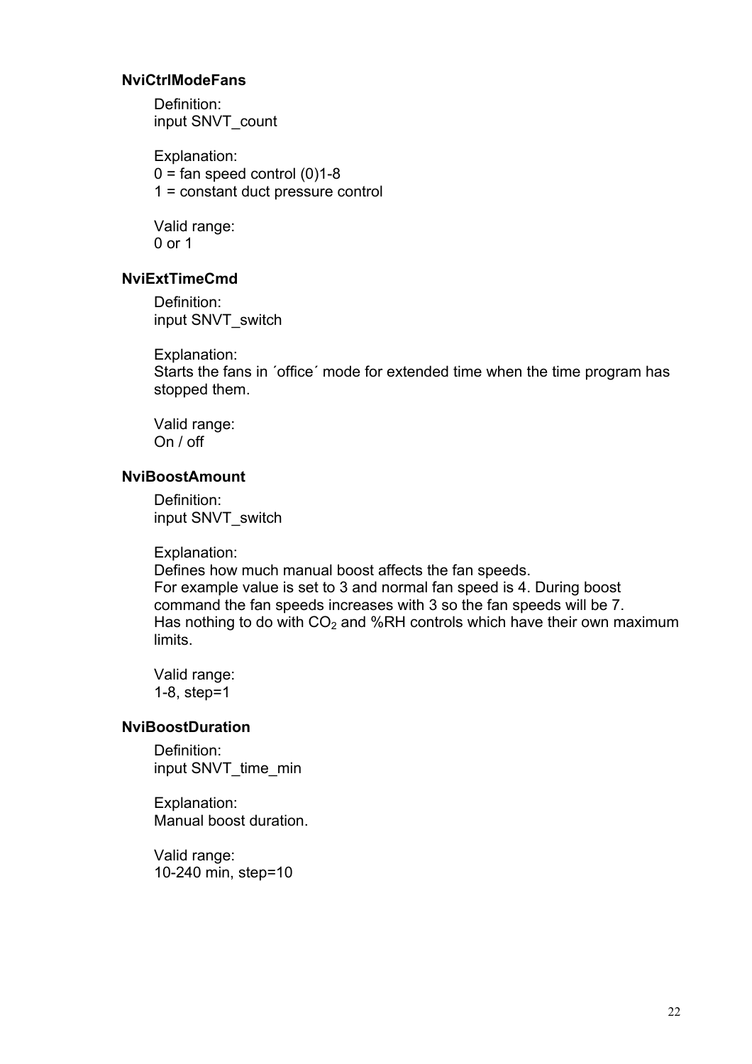### NviCtrlModeFans

Definition:
input SNVT_count

Explanation:
0 = fan speed control (0)1-8
1 = constant duct pressure control

Valid range:
0 or 1

### NviExtTimeCmd

Definition:
input SNVT_switch

Explanation:
Starts the fans in ´office´ mode for extended time when the time program has stopped them.

Valid range:
On / off

### NviBoostAmount

Definition:
input SNVT_switch

Explanation:
Defines how much manual boost affects the fan speeds.
For example value is set to 3 and normal fan speed is 4. During boost command the fan speeds increases with 3 so the fan speeds will be 7.
Has nothing to do with $CO_2$ and %RH controls which have their own maximum limits.

Valid range:
1-8, step=1

### NviBoostDuration

Definition:
input SNVT_time_min

Explanation:
Manual boost duration.

Valid range:
10-240 min, step=10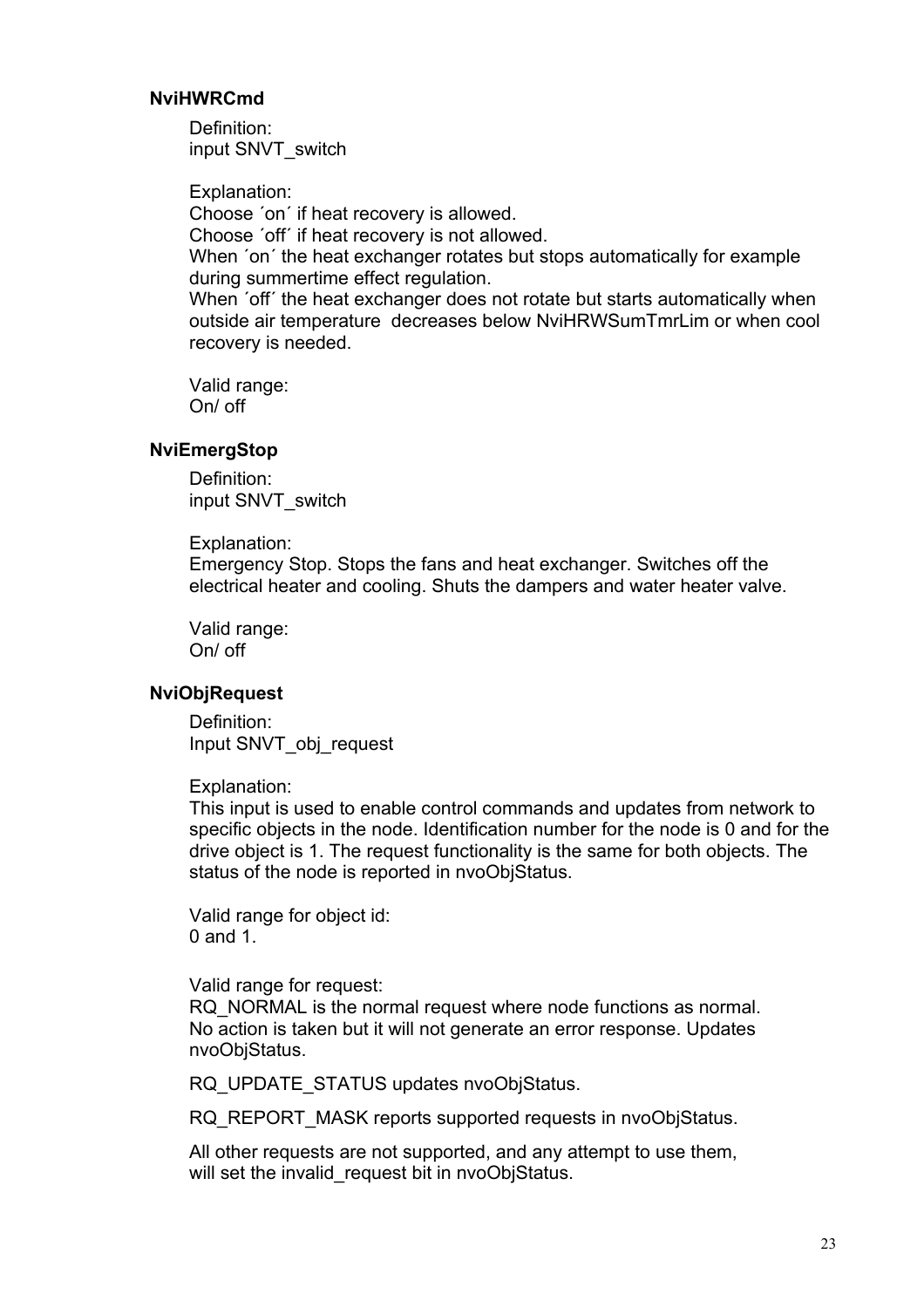### NviHWRCmd

Definition:
input SNVT_switch

Explanation:
Choose ´on´ if heat recovery is allowed.
Choose ´off´ if heat recovery is not allowed.
When ´on´ the heat exchanger rotates but stops automatically for example during summertime effect regulation.
When ´off´ the heat exchanger does not rotate but starts automatically when outside air temperature decreases below NviHRWSumTmrLim or when cool recovery is needed.

Valid range:
On/ off

### NviEmergStop

Definition:
input SNVT_switch

Explanation:
Emergency Stop. Stops the fans and heat exchanger. Switches off the electrical heater and cooling. Shuts the dampers and water heater valve.

Valid range:
On/ off

### NviObjRequest

Definition:
Input SNVT_obj_request

Explanation:
This input is used to enable control commands and updates from network to specific objects in the node. Identification number for the node is 0 and for the drive object is 1. The request functionality is the same for both objects. The status of the node is reported in nvoObjStatus.

Valid range for object id:
0 and 1.

Valid range for request:
RQ_NORMAL is the normal request where node functions as normal. No action is taken but it will not generate an error response. Updates nvoObjStatus.

RQ_UPDATE_STATUS updates nvoObjStatus.

RQ_REPORT_MASK reports supported requests in nvoObjStatus.

All other requests are not supported, and any attempt to use them, will set the invalid_request bit in nvoObjStatus.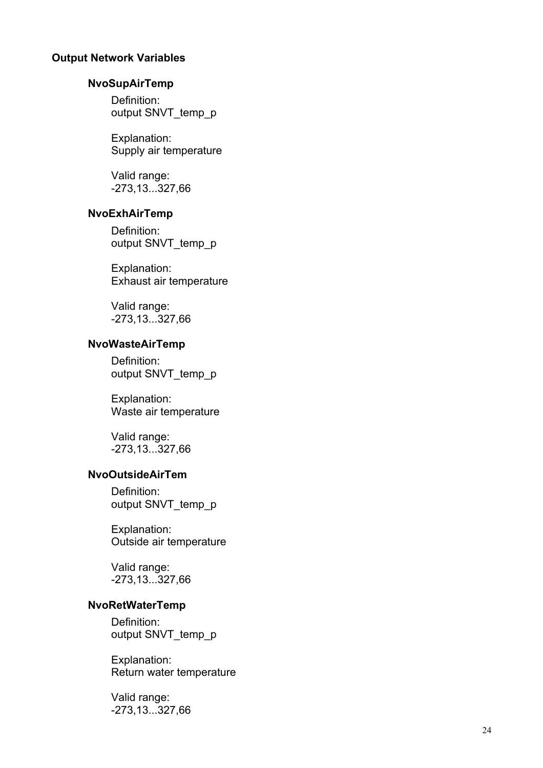**Output Network Variables**

### NvoSupAirTemp

Definition:
output SNVT_temp_p

Explanation:
Supply air temperature

Valid range:
-273,13...327,66

### NvoExhAirTemp

Definition:
output SNVT_temp_p

Explanation:
Exhaust air temperature

Valid range:
-273,13...327,66

### NvoWasteAirTemp

Definition:
output SNVT_temp_p

Explanation:
Waste air temperature

Valid range:
-273,13...327,66

### NvoOutsideAirTem

Definition:
output SNVT_temp_p

Explanation:
Outside air temperature

Valid range:
-273,13...327,66

### NvoRetWaterTemp

Definition:
output SNVT_temp_p

Explanation:
Return water temperature

Valid range:
-273,13...327,66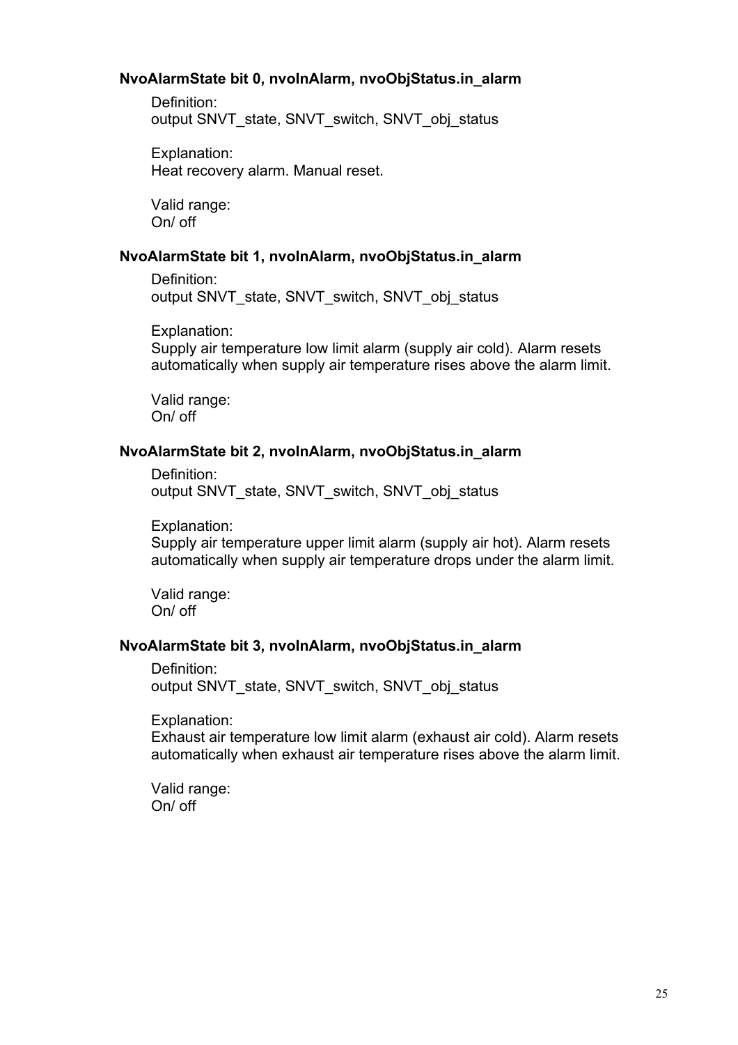### NvoAlarmState bit 0, nvoInAlarm, nvoObjStatus.in_alarm

Definition:
output SNVT_state, SNVT_switch, SNVT_obj_status

Explanation:
Heat recovery alarm. Manual reset.

Valid range:
On/ off

### NvoAlarmState bit 1, nvoInAlarm, nvoObjStatus.in_alarm

Definition:
output SNVT_state, SNVT_switch, SNVT_obj_status

Explanation:
Supply air temperature low limit alarm (supply air cold). Alarm resets automatically when supply air temperature rises above the alarm limit.

Valid range:
On/ off

### NvoAlarmState bit 2, nvoInAlarm, nvoObjStatus.in_alarm

Definition:
output SNVT_state, SNVT_switch, SNVT_obj_status

Explanation:
Supply air temperature upper limit alarm (supply air hot). Alarm resets automatically when supply air temperature drops under the alarm limit.

Valid range:
On/ off

### NvoAlarmState bit 3, nvoInAlarm, nvoObjStatus.in_alarm

Definition:
output SNVT_state, SNVT_switch, SNVT_obj_status

Explanation:
Exhaust air temperature low limit alarm (exhaust air cold). Alarm resets automatically when exhaust air temperature rises above the alarm limit.

Valid range:
On/ off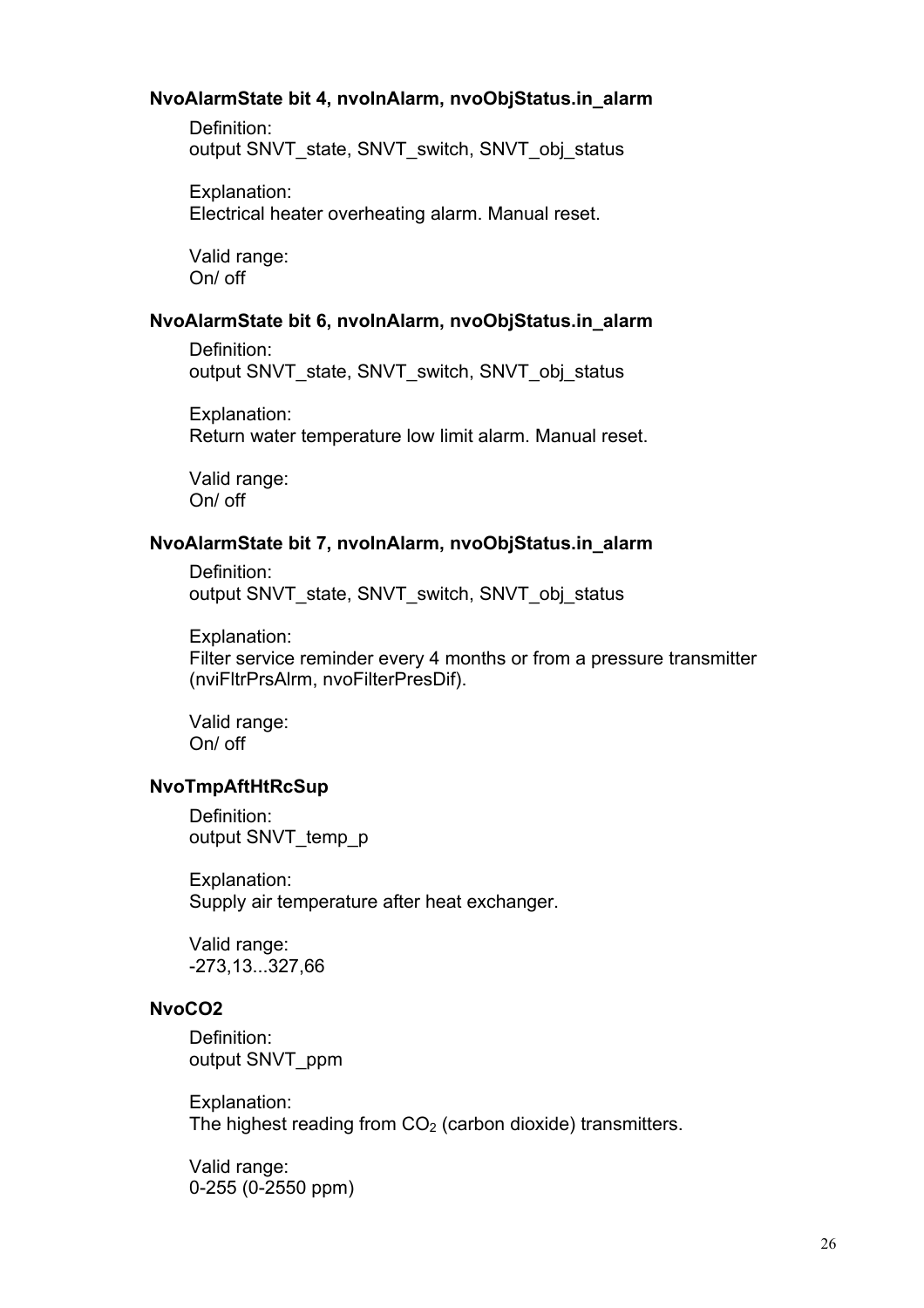### NvoAlarmState bit 4, nvoInAlarm, nvoObjStatus.in_alarm

Definition:
output SNVT_state, SNVT_switch, SNVT_obj_status

Explanation:
Electrical heater overheating alarm. Manual reset.

Valid range:
On/ off

### NvoAlarmState bit 6, nvoInAlarm, nvoObjStatus.in_alarm

Definition:
output SNVT_state, SNVT_switch, SNVT_obj_status

Explanation:
Return water temperature low limit alarm. Manual reset.

Valid range:
On/ off

### NvoAlarmState bit 7, nvoInAlarm, nvoObjStatus.in_alarm

Definition:
output SNVT_state, SNVT_switch, SNVT_obj_status

Explanation:
Filter service reminder every 4 months or from a pressure transmitter (nviFltrPrsAlrm, nvoFilterPresDif).

Valid range:
On/ off

### NvoTmpAftHtRcSup

Definition:
output SNVT_temp_p

Explanation:
Supply air temperature after heat exchanger.

Valid range:
-273,13...327,66

### NvoCO2

Definition:
output SNVT_ppm

Explanation:
The highest reading from $CO_2$ (carbon dioxide) transmitters.

Valid range:
0-255 (0-2550 ppm)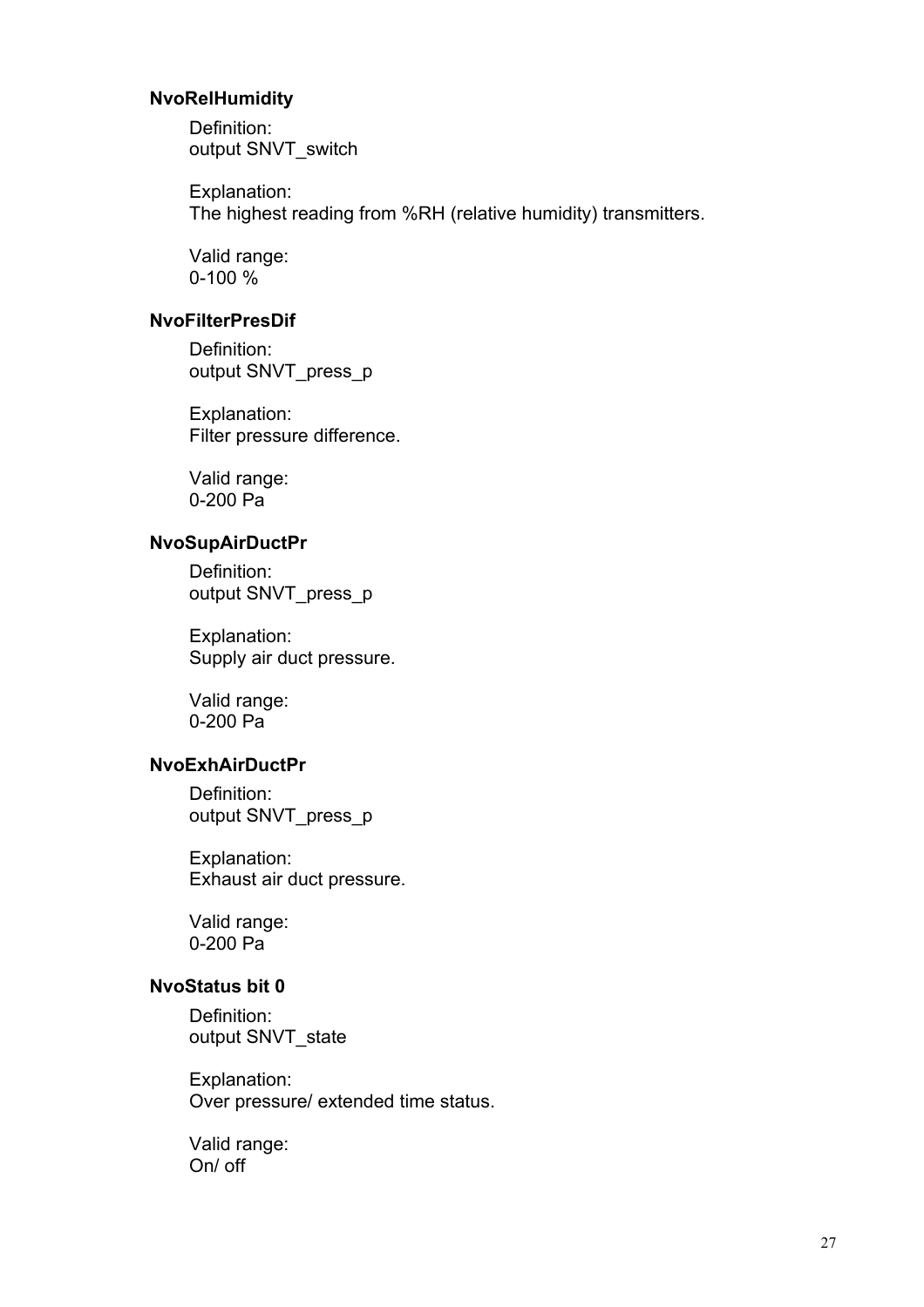#### NvoRelHumidity

Definition:
output SNVT_switch

Explanation:
The highest reading from %RH (relative humidity) transmitters.

Valid range:
0-100 %

#### NvoFilterPresDif

Definition:
output SNVT_press_p

Explanation:
Filter pressure difference.

Valid range:
0-200 Pa

#### NvoSupAirDuctPr

Definition:
output SNVT_press_p

Explanation:
Supply air duct pressure.

Valid range:
0-200 Pa

#### NvoExhAirDuctPr

Definition:
output SNVT_press_p

Explanation:
Exhaust air duct pressure.

Valid range:
0-200 Pa

#### NvoStatus bit 0

Definition:
output SNVT_state

Explanation:
Over pressure/ extended time status.

Valid range:
On/ off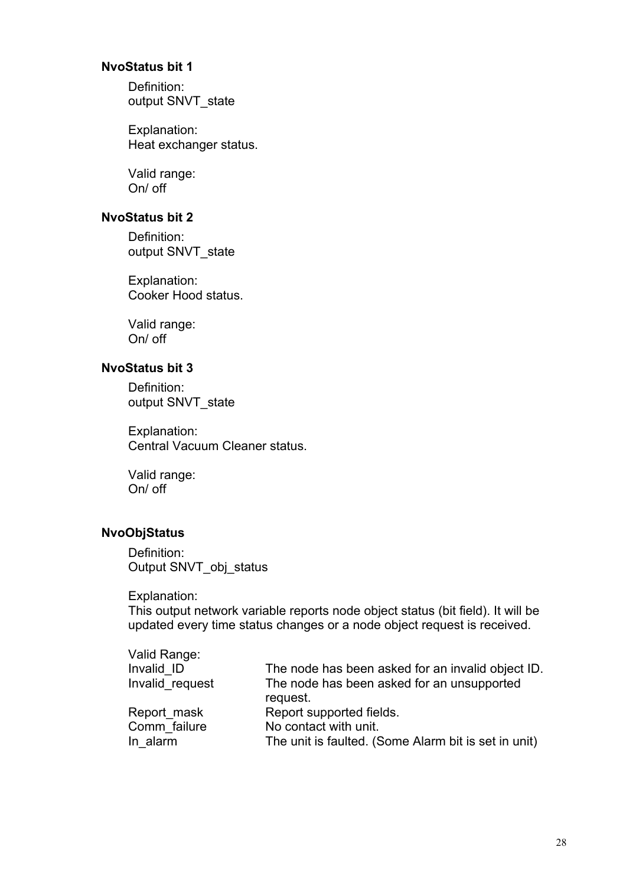### NvoStatus bit 1

Definition:
output SNVT_state

Explanation:
Heat exchanger status.

Valid range:
On/ off

### NvoStatus bit 2

Definition:
output SNVT_state

Explanation:
Cooker Hood status.

Valid range:
On/ off

### NvoStatus bit 3

Definition:
output SNVT_state

Explanation:
Central Vacuum Cleaner status.

Valid range:
On/ off

### NvoObjStatus

Definition:
Output SNVT_obj_status

Explanation:
This output network variable reports node object status (bit field). It will be updated every time status changes or a node object request is received.

Valid Range:

| | |
|---|---|
| Invalid_ID | The node has been asked for an invalid object ID. |
| Invalid_request | The node has been asked for an unsupported request. |
| Report_mask | Report supported fields. |
| Comm_failure | No contact with unit. |
| In_alarm | The unit is faulted. (Some Alarm bit is set in unit) |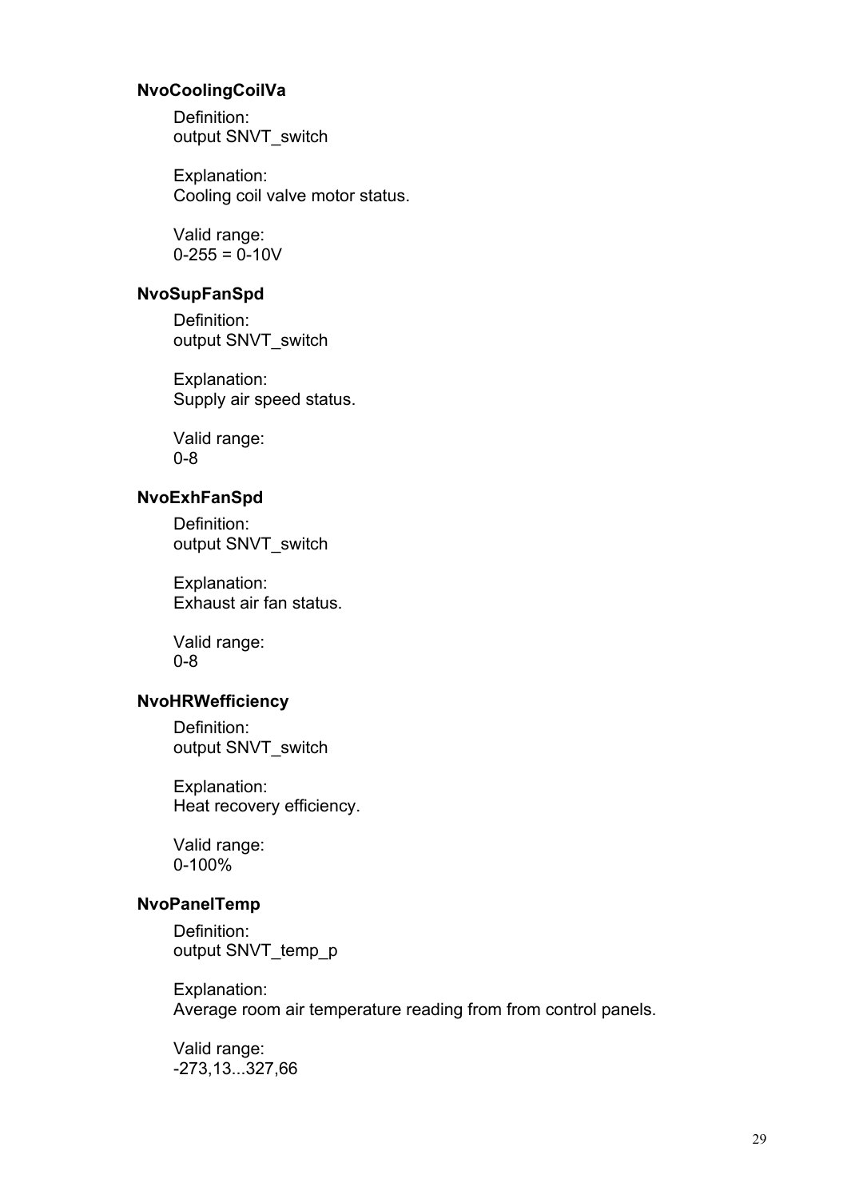### NvoCoolingCoilVa

Definition:
output SNVT_switch

Explanation:
Cooling coil valve motor status.

Valid range:
0-255 = 0-10V

### NvoSupFanSpd

Definition:
output SNVT_switch

Explanation:
Supply air speed status.

Valid range:
0-8

### NvoExhFanSpd

Definition:
output SNVT_switch

Explanation:
Exhaust air fan status.

Valid range:
0-8

### NvoHRWefficiency

Definition:
output SNVT_switch

Explanation:
Heat recovery efficiency.

Valid range:
0-100%

### NvoPanelTemp

Definition:
output SNVT_temp_p

Explanation:
Average room air temperature reading from from control panels.

Valid range:
-273,13...327,66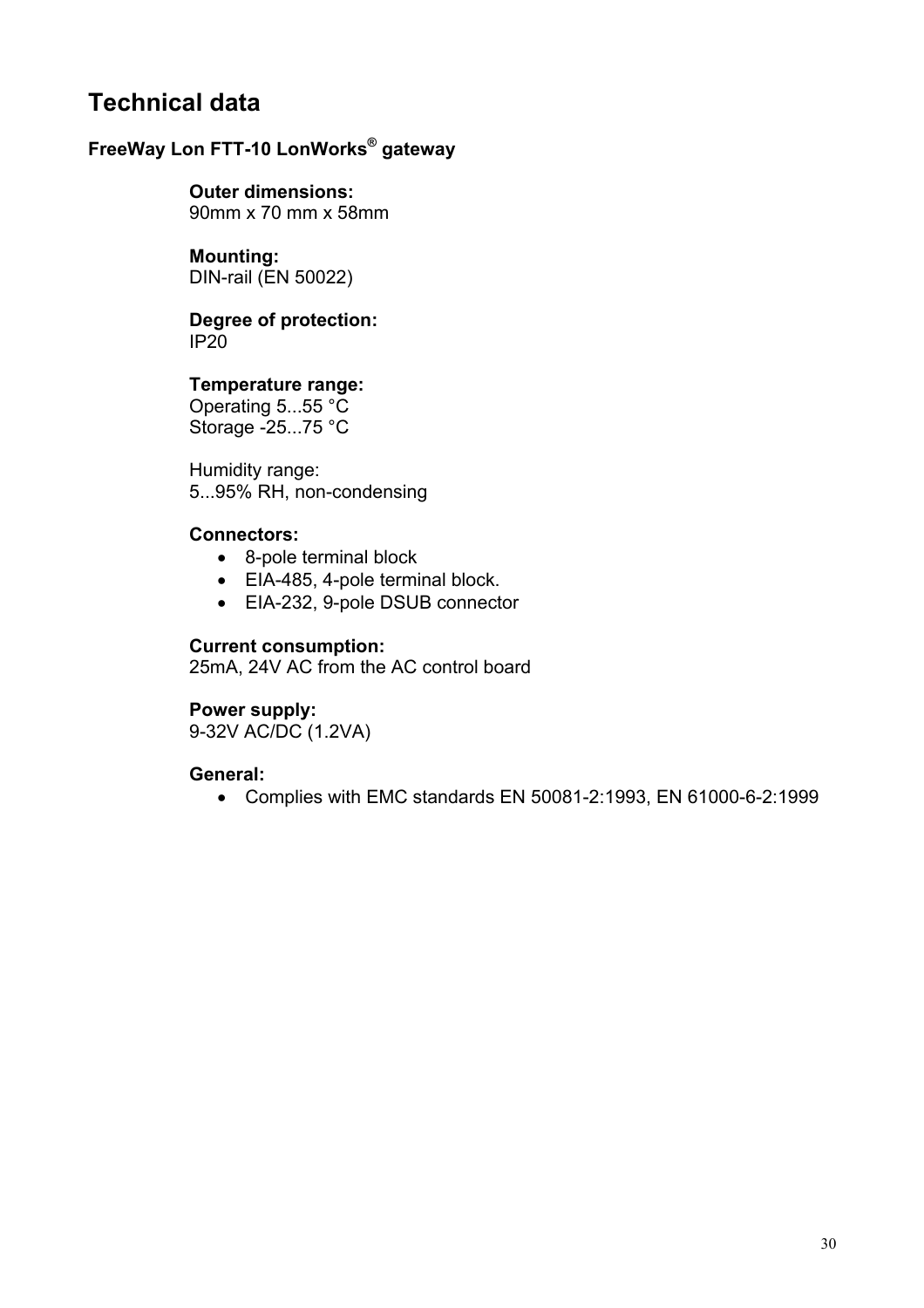# Technical data

### FreeWay Lon FTT-10 LonWorks® gateway

**Outer dimensions:**
90mm x 70 mm x 58mm

**Mounting:**
DIN-rail (EN 50022)

**Degree of protection:**
IP20

**Temperature range:**
Operating 5...55 °C
Storage -25...75 °C

Humidity range:
5...95% RH, non-condensing

**Connectors:**

- 8-pole terminal block
- EIA-485, 4-pole terminal block.
- EIA-232, 9-pole DSUB connector

**Current consumption:**
25mA, 24V AC from the AC control board

**Power supply:**
9-32V AC/DC (1.2VA)

**General:**

- Complies with EMC standards EN 50081-2:1993, EN 61000-6-2:1999